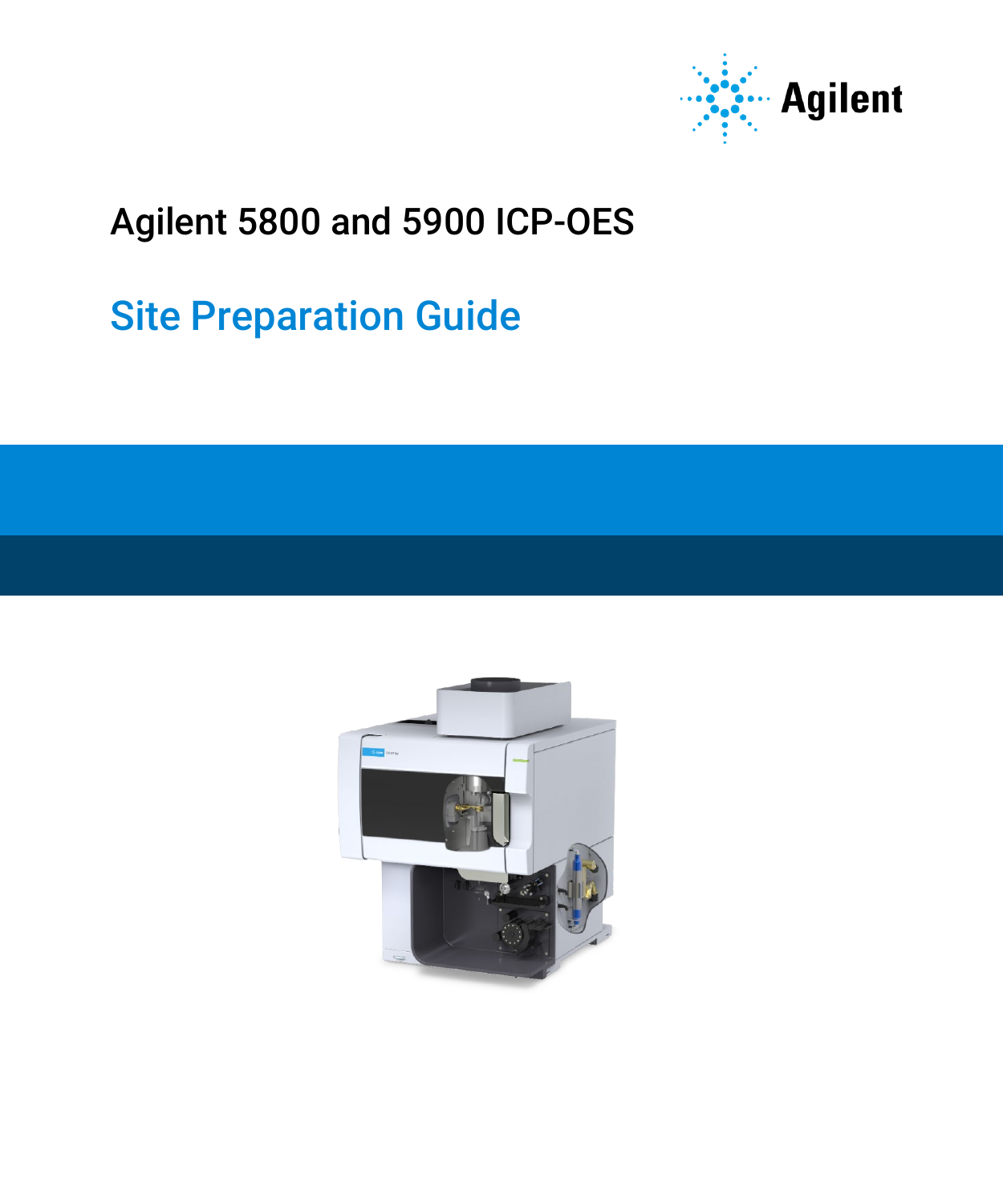Agilent

# Agilent 5800 and 5900 ICP-OES

## Site Preparation Guide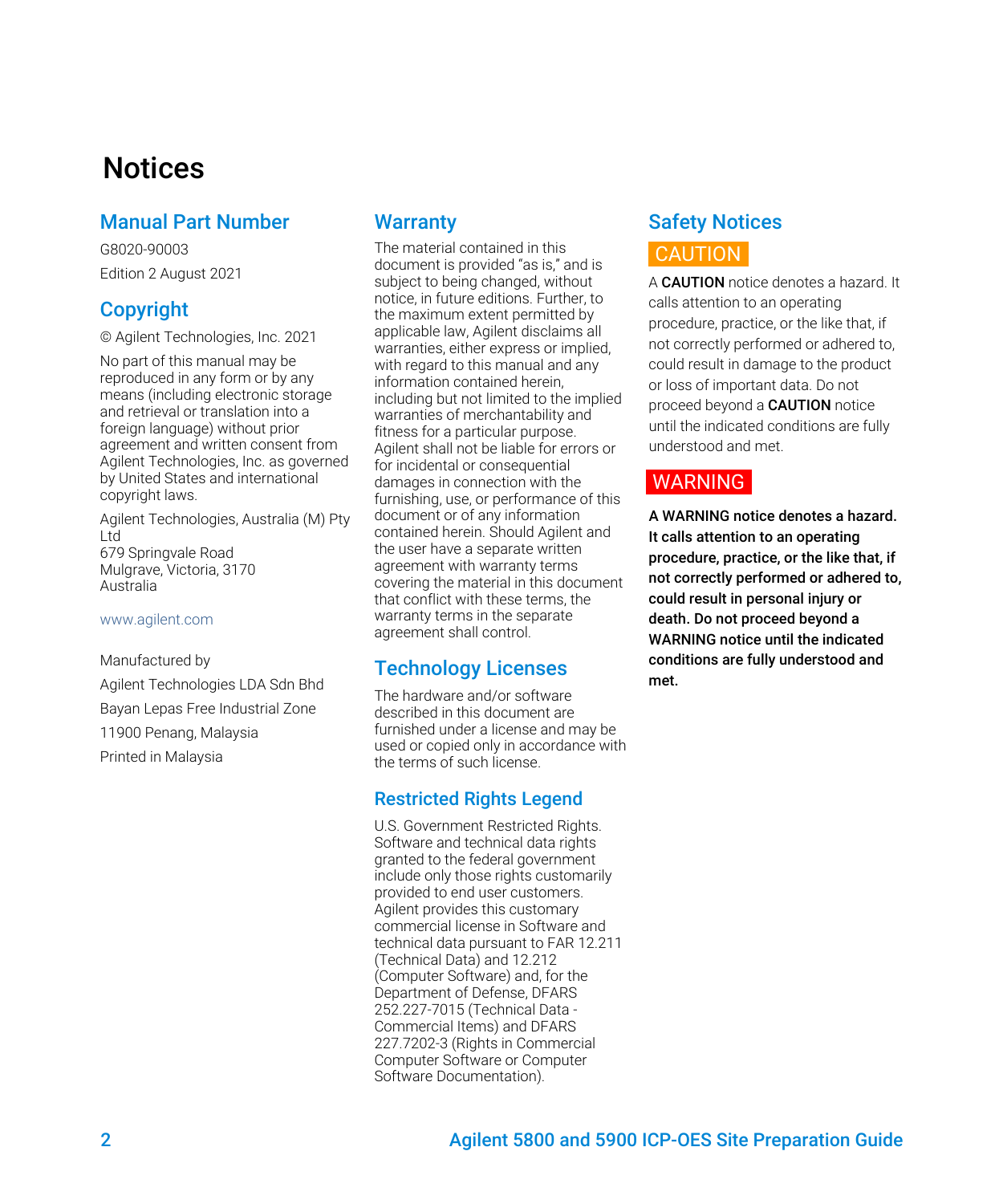# Notices

## Manual Part Number

G8020-90003

Edition 2 August 2021

## Copyright

© Agilent Technologies, Inc. 2021

No part of this manual may be reproduced in any form or by any means (including electronic storage and retrieval or translation into a foreign language) without prior agreement and written consent from Agilent Technologies, Inc. as governed by United States and international copyright laws.

Agilent Technologies, Australia (M) Pty Ltd
679 Springvale Road
Mulgrave, Victoria, 3170
Australia

www.agilent.com

Manufactured by

Agilent Technologies LDA Sdn Bhd

Bayan Lepas Free Industrial Zone

11900 Penang, Malaysia

Printed in Malaysia

## Warranty

The material contained in this document is provided "as is," and is subject to being changed, without notice, in future editions. Further, to the maximum extent permitted by applicable law, Agilent disclaims all warranties, either express or implied, with regard to this manual and any information contained herein, including but not limited to the implied warranties of merchantability and fitness for a particular purpose. Agilent shall not be liable for errors or for incidental or consequential damages in connection with the furnishing, use, or performance of this document or of any information contained herein. Should Agilent and the user have a separate written agreement with warranty terms covering the material in this document that conflict with these terms, the warranty terms in the separate agreement shall control.

## Technology Licenses

The hardware and/or software described in this document are furnished under a license and may be used or copied only in accordance with the terms of such license.

## Restricted Rights Legend

U.S. Government Restricted Rights. Software and technical data rights granted to the federal government include only those rights customarily provided to end user customers. Agilent provides this customary commercial license in Software and technical data pursuant to FAR 12.211 (Technical Data) and 12.212 (Computer Software) and, for the Department of Defense, DFARS 252.227-7015 (Technical Data - Commercial Items) and DFARS 227.7202-3 (Rights in Commercial Computer Software or Computer Software Documentation).

## Safety Notices

CAUTION

A **CAUTION** notice denotes a hazard. It calls attention to an operating procedure, practice, or the like that, if not correctly performed or adhered to, could result in damage to the product or loss of important data. Do not proceed beyond a **CAUTION** notice until the indicated conditions are fully understood and met.

WARNING

**A WARNING notice denotes a hazard. It calls attention to an operating procedure, practice, or the like that, if not correctly performed or adhered to, could result in personal injury or death. Do not proceed beyond a WARNING notice until the indicated conditions are fully understood and met.**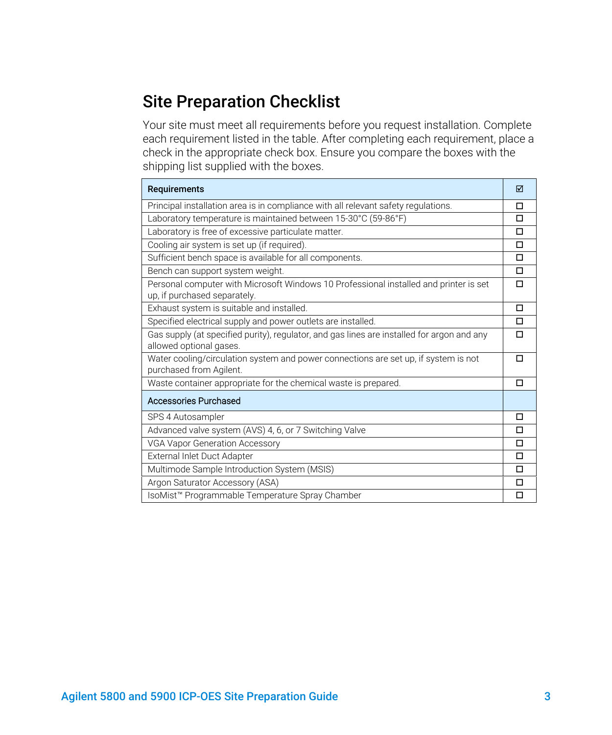# Site Preparation Checklist

Your site must meet all requirements before you request installation. Complete each requirement listed in the table. After completing each requirement, place a check in the appropriate check box. Ensure you compare the boxes with the shipping list supplied with the boxes.

| Requirements | ☑ |
| --- | --- |
| Principal installation area is in compliance with all relevant safety regulations. | ☐ |
| Laboratory temperature is maintained between 15-30°C (59-86°F) | ☐ |
| Laboratory is free of excessive particulate matter. | ☐ |
| Cooling air system is set up (if required). | ☐ |
| Sufficient bench space is available for all components. | ☐ |
| Bench can support system weight. | ☐ |
| Personal computer with Microsoft Windows 10 Professional installed and printer is set up, if purchased separately. | ☐ |
| Exhaust system is suitable and installed. | ☐ |
| Specified electrical supply and power outlets are installed. | ☐ |
| Gas supply (at specified purity), regulator, and gas lines are installed for argon and any allowed optional gases. | ☐ |
| Water cooling/circulation system and power connections are set up, if system is not purchased from Agilent. | ☐ |
| Waste container appropriate for the chemical waste is prepared. | ☐ |
| **Accessories Purchased** | |
| SPS 4 Autosampler | ☐ |
| Advanced valve system (AVS) 4, 6, or 7 Switching Valve | ☐ |
| VGA Vapor Generation Accessory | ☐ |
| External Inlet Duct Adapter | ☐ |
| Multimode Sample Introduction System (MSIS) | ☐ |
| Argon Saturator Accessory (ASA) | ☐ |
| IsoMist™ Programmable Temperature Spray Chamber | ☐ |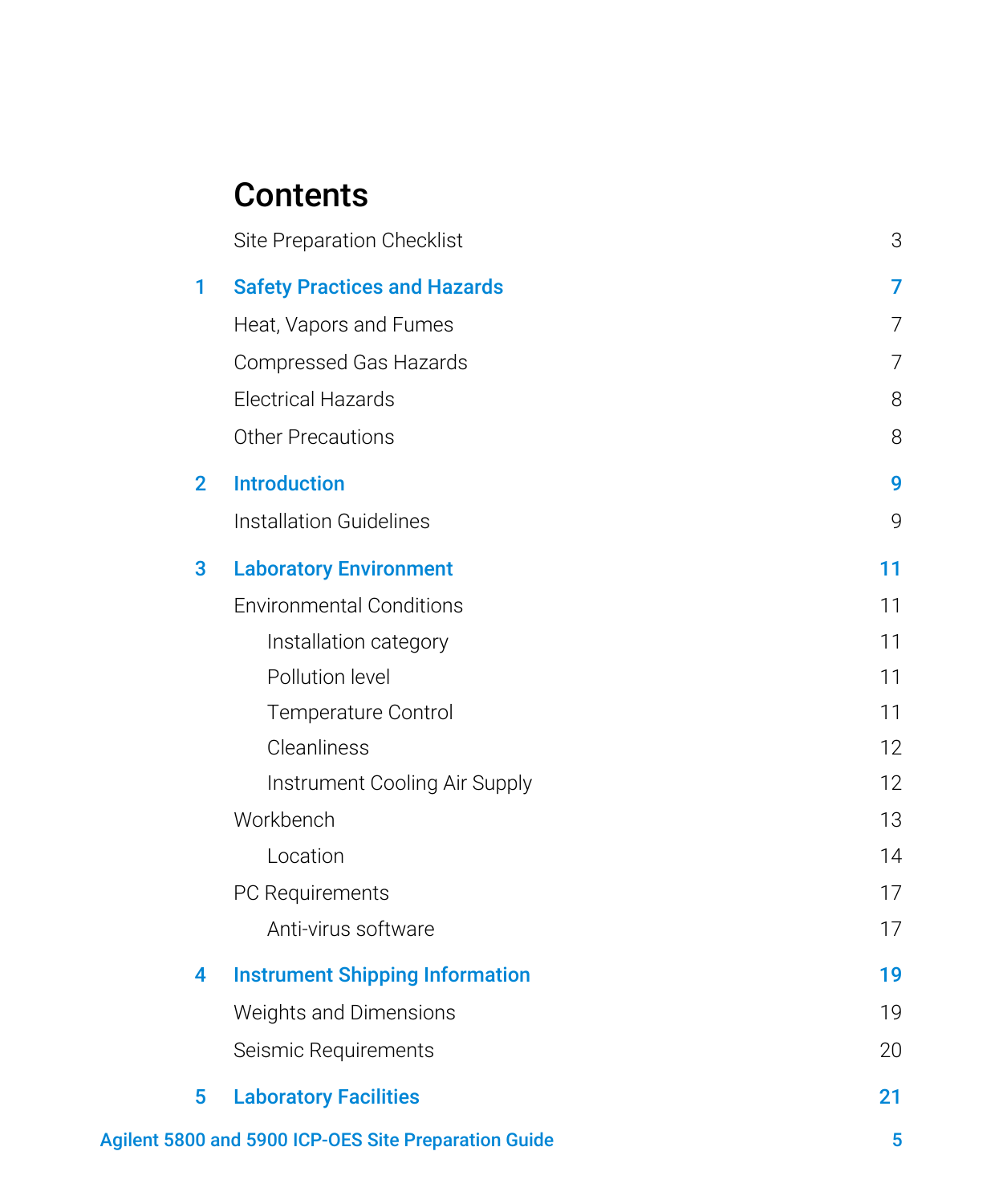# Contents

Site Preparation Checklist 3

**1 Safety Practices and Hazards 7**

Heat, Vapors and Fumes 7

Compressed Gas Hazards 7

Electrical Hazards 8

Other Precautions 8

**2 Introduction 9**

Installation Guidelines 9

**3 Laboratory Environment 11**

Environmental Conditions 11

- Installation category 11
- Pollution level 11
- Temperature Control 11
- Cleanliness 12
- Instrument Cooling Air Supply 12

Workbench 13

- Location 14

PC Requirements 17

- Anti-virus software 17

**4 Instrument Shipping Information 19**

Weights and Dimensions 19

Seismic Requirements 20

**5 Laboratory Facilities 21**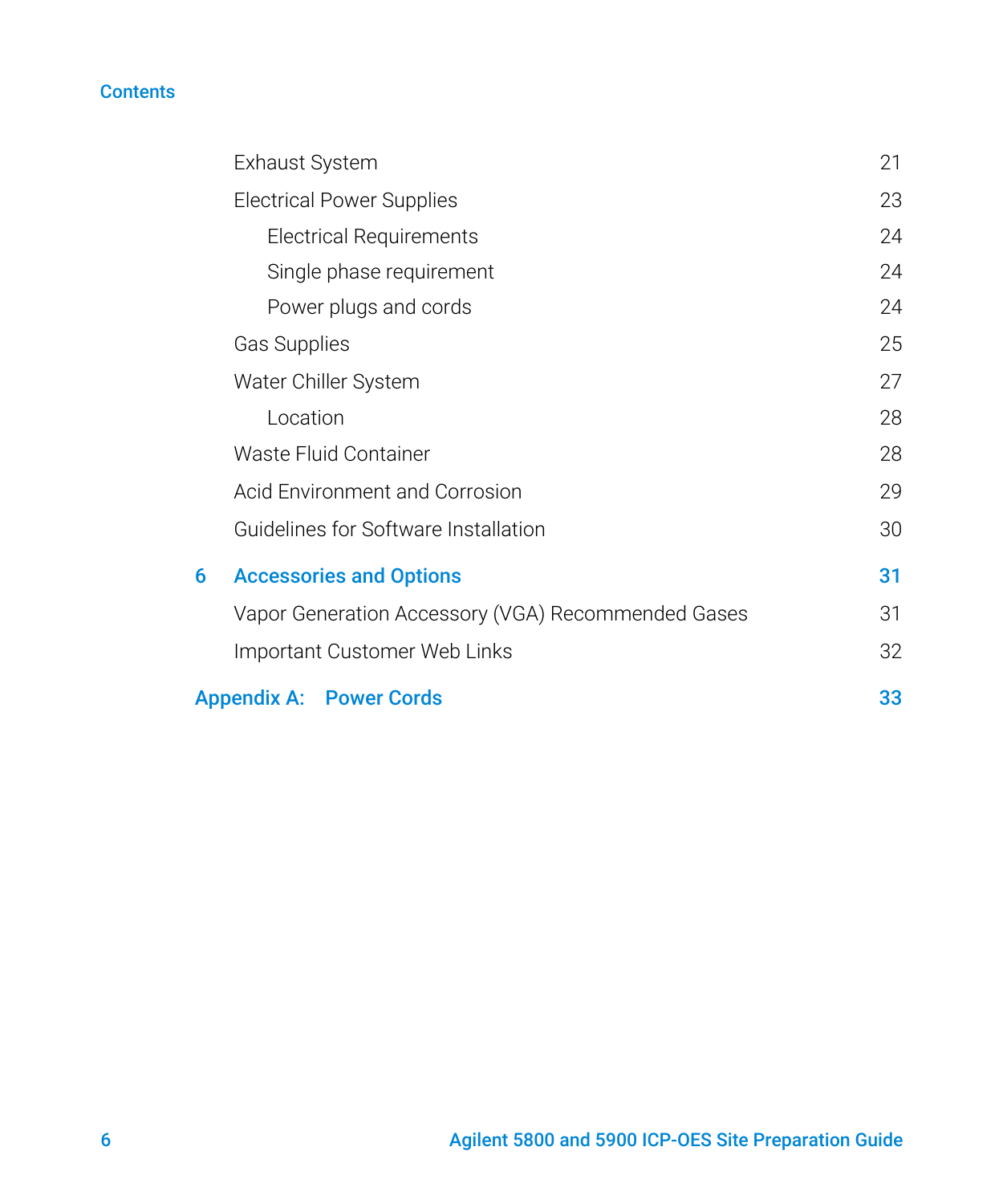Exhaust System 21

Electrical Power Supplies 23

- Electrical Requirements 24
- Single phase requirement 24
- Power plugs and cords 24

Gas Supplies 25

Water Chiller System 27

- Location 28

Waste Fluid Container 28

Acid Environment and Corrosion 29

Guidelines for Software Installation 30

**6 Accessories and Options 31**

Vapor Generation Accessory (VGA) Recommended Gases 31

Important Customer Web Links 32

**Appendix A: Power Cords 33**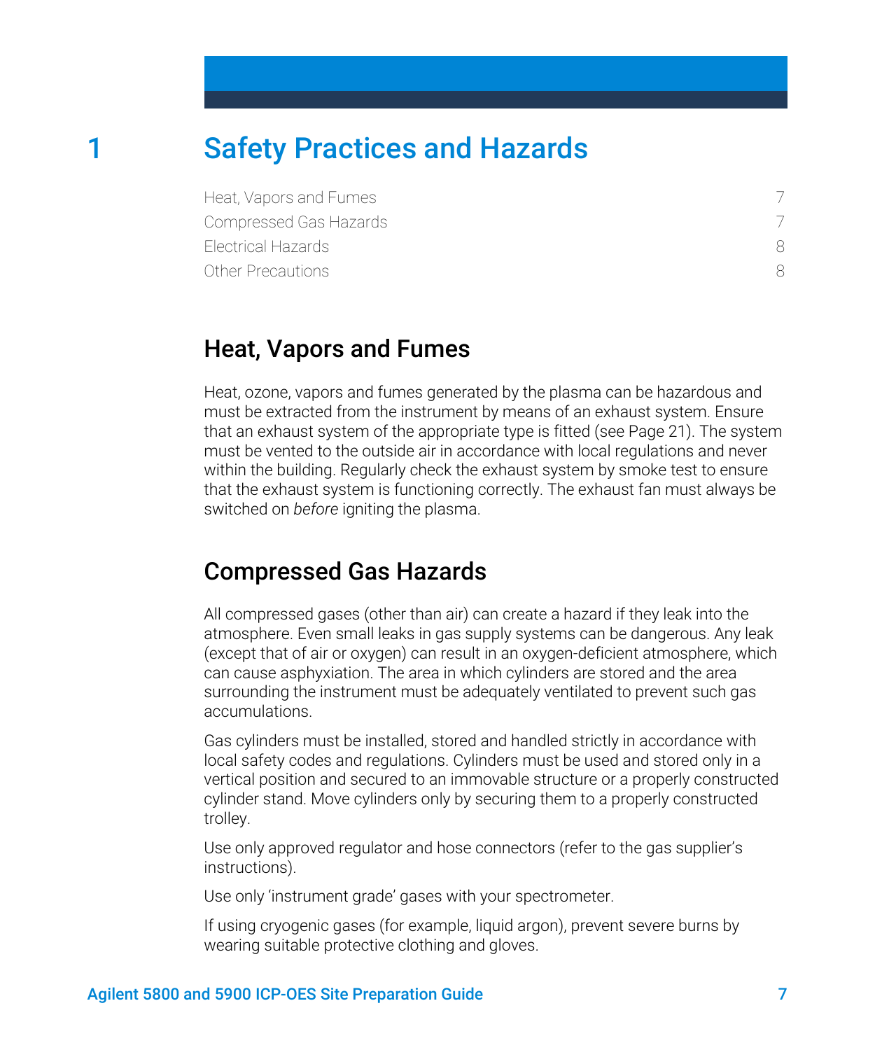# 1 Safety Practices and Hazards

| | |
|---|---|
| Heat, Vapors and Fumes | 7 |
| Compressed Gas Hazards | 7 |
| Electrical Hazards | 8 |
| Other Precautions | 8 |

## Heat, Vapors and Fumes

Heat, ozone, vapors and fumes generated by the plasma can be hazardous and must be extracted from the instrument by means of an exhaust system. Ensure that an exhaust system of the appropriate type is fitted (see Page 21). The system must be vented to the outside air in accordance with local regulations and never within the building. Regularly check the exhaust system by smoke test to ensure that the exhaust system is functioning correctly. The exhaust fan must always be switched on *before* igniting the plasma.

## Compressed Gas Hazards

All compressed gases (other than air) can create a hazard if they leak into the atmosphere. Even small leaks in gas supply systems can be dangerous. Any leak (except that of air or oxygen) can result in an oxygen-deficient atmosphere, which can cause asphyxiation. The area in which cylinders are stored and the area surrounding the instrument must be adequately ventilated to prevent such gas accumulations.

Gas cylinders must be installed, stored and handled strictly in accordance with local safety codes and regulations. Cylinders must be used and stored only in a vertical position and secured to an immovable structure or a properly constructed cylinder stand. Move cylinders only by securing them to a properly constructed trolley.

Use only approved regulator and hose connectors (refer to the gas supplier's instructions).

Use only 'instrument grade' gases with your spectrometer.

If using cryogenic gases (for example, liquid argon), prevent severe burns by wearing suitable protective clothing and gloves.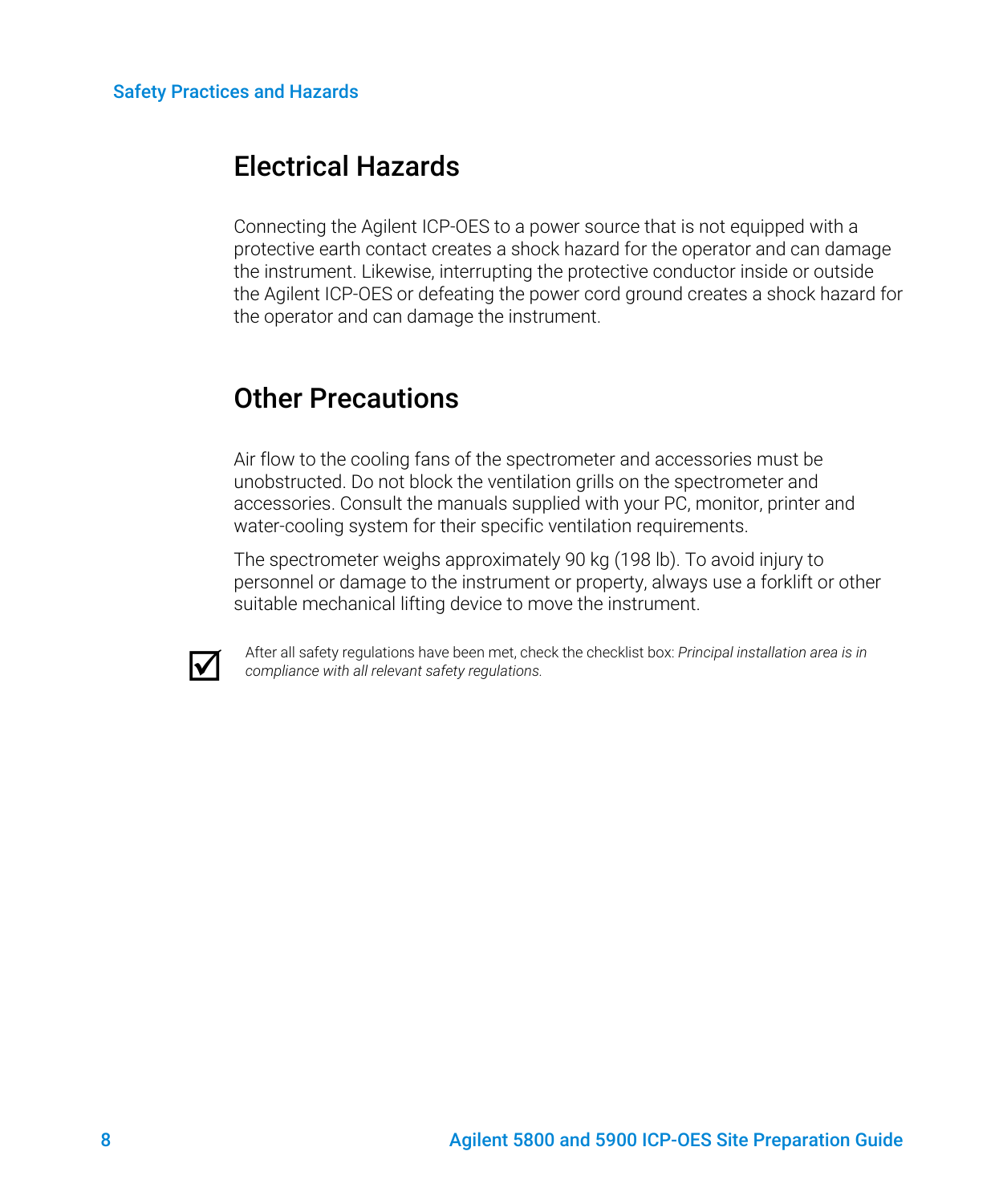## Electrical Hazards

Connecting the Agilent ICP-OES to a power source that is not equipped with a protective earth contact creates a shock hazard for the operator and can damage the instrument. Likewise, interrupting the protective conductor inside or outside the Agilent ICP-OES or defeating the power cord ground creates a shock hazard for the operator and can damage the instrument.

## Other Precautions

Air flow to the cooling fans of the spectrometer and accessories must be unobstructed. Do not block the ventilation grills on the spectrometer and accessories. Consult the manuals supplied with your PC, monitor, printer and water-cooling system for their specific ventilation requirements.

The spectrometer weighs approximately 90 kg (198 lb). To avoid injury to personnel or damage to the instrument or property, always use a forklift or other suitable mechanical lifting device to move the instrument.

☑ After all safety regulations have been met, check the checklist box: *Principal installation area is in compliance with all relevant safety regulations.*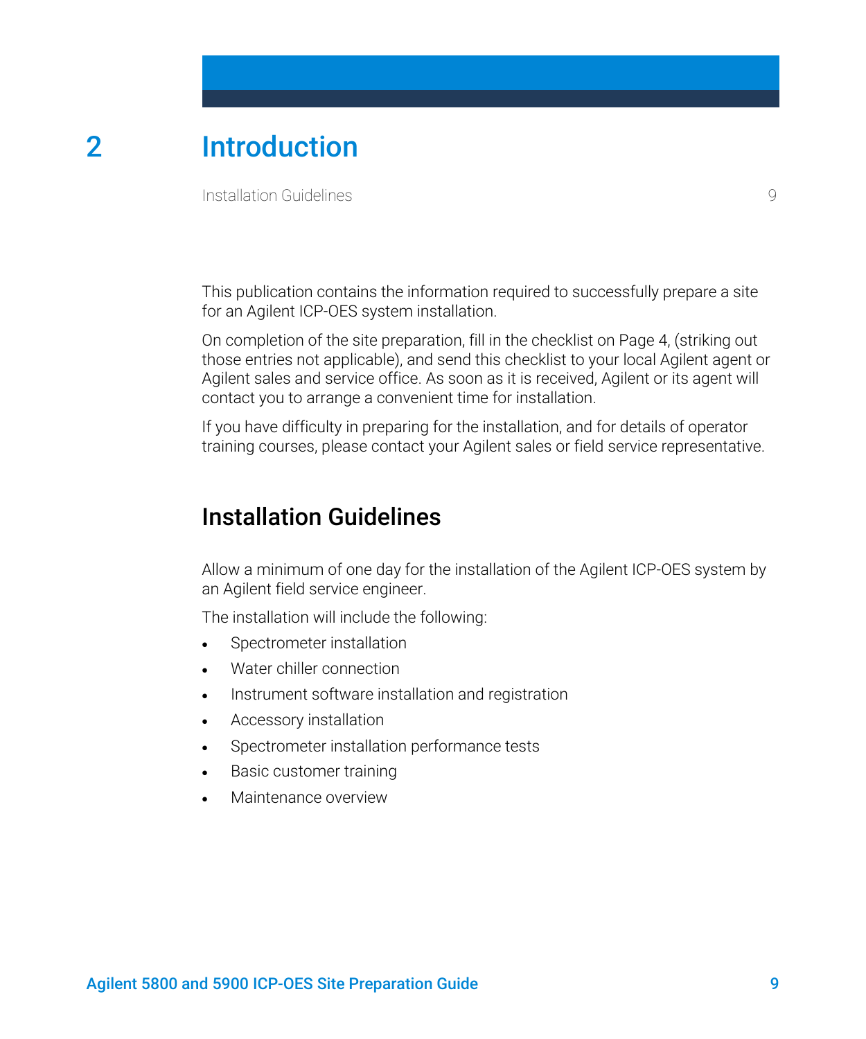# 2 Introduction

Installation Guidelines 9

This publication contains the information required to successfully prepare a site for an Agilent ICP-OES system installation.

On completion of the site preparation, fill in the checklist on Page 4, (striking out those entries not applicable), and send this checklist to your local Agilent agent or Agilent sales and service office. As soon as it is received, Agilent or its agent will contact you to arrange a convenient time for installation.

If you have difficulty in preparing for the installation, and for details of operator training courses, please contact your Agilent sales or field service representative.

## Installation Guidelines

Allow a minimum of one day for the installation of the Agilent ICP-OES system by an Agilent field service engineer.

The installation will include the following:

- Spectrometer installation
- Water chiller connection
- Instrument software installation and registration
- Accessory installation
- Spectrometer installation performance tests
- Basic customer training
- Maintenance overview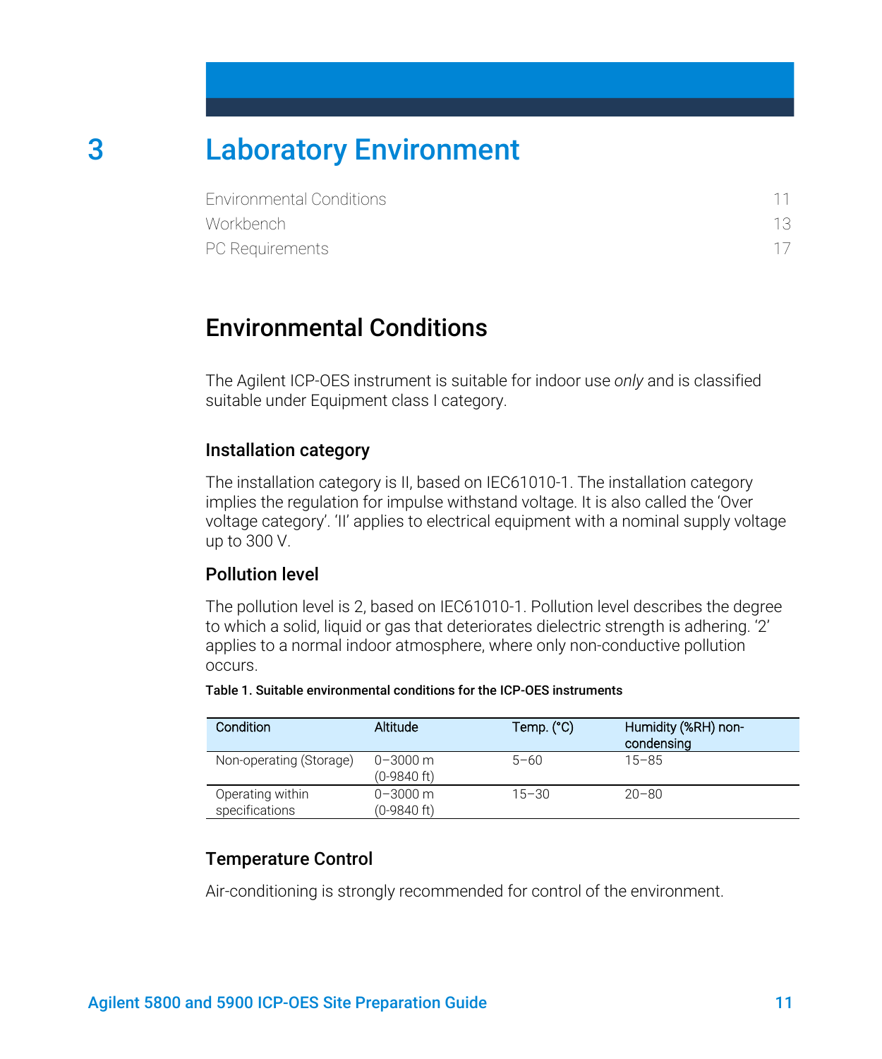# 3 Laboratory Environment

Environmental Conditions 11
Workbench 13
PC Requirements 17

## Environmental Conditions

The Agilent ICP-OES instrument is suitable for indoor use *only* and is classified suitable under Equipment class I category.

### Installation category

The installation category is II, based on IEC61010-1. The installation category implies the regulation for impulse withstand voltage. It is also called the 'Over voltage category'. 'II' applies to electrical equipment with a nominal supply voltage up to 300 V.

### Pollution level

The pollution level is 2, based on IEC61010-1. Pollution level describes the degree to which a solid, liquid or gas that deteriorates dielectric strength is adhering. '2' applies to a normal indoor atmosphere, where only non-conductive pollution occurs.

**Table 1. Suitable environmental conditions for the ICP-OES instruments**

| Condition | Altitude | Temp. (°C) | Humidity (%RH) non-condensing |
|---|---|---|---|
| Non-operating (Storage) | 0–3000 m (0-9840 ft) | 5–60 | 15–85 |
| Operating within specifications | 0–3000 m (0-9840 ft) | 15–30 | 20–80 |

### Temperature Control

Air-conditioning is strongly recommended for control of the environment.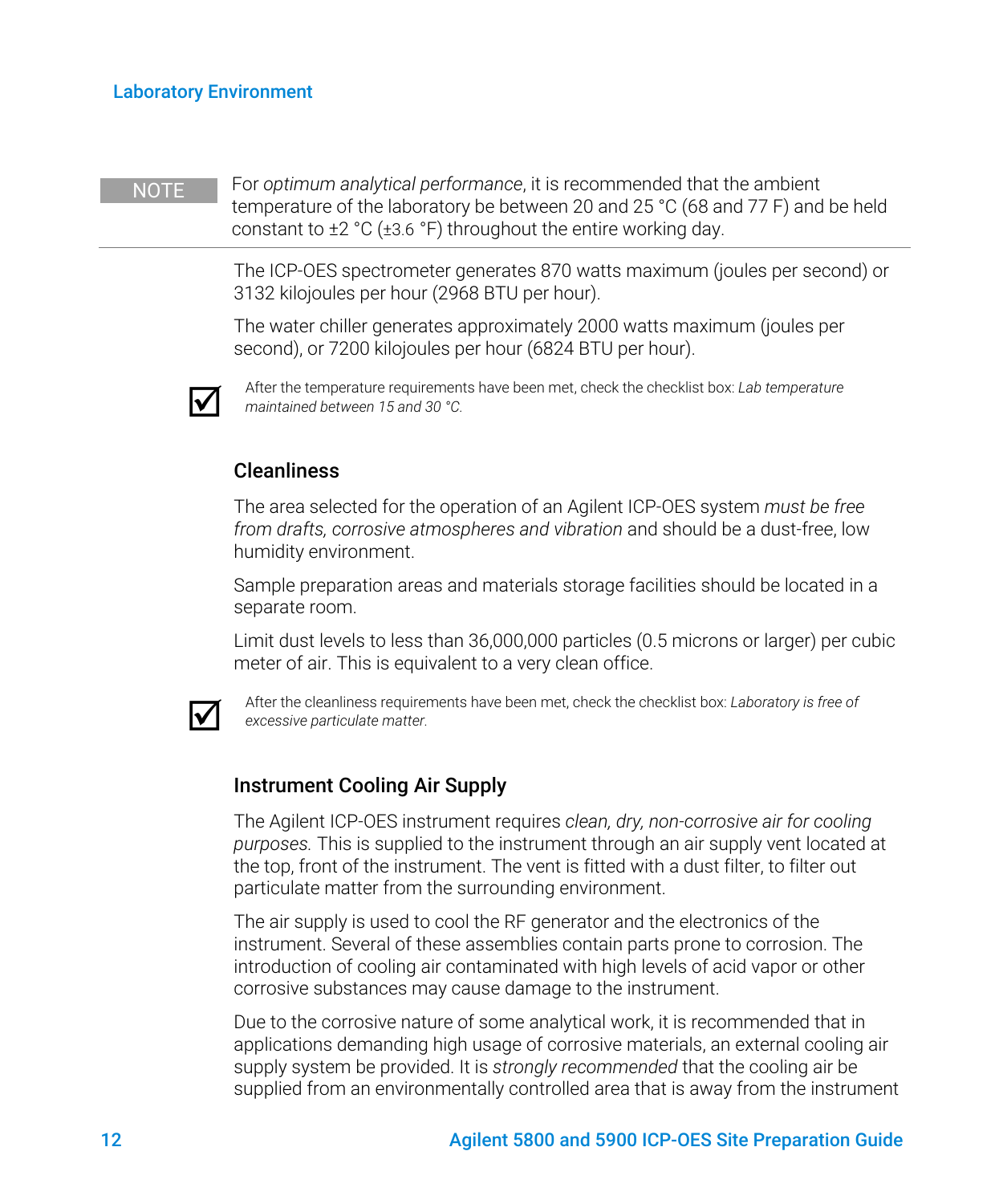**NOTE** For *optimum analytical performance*, it is recommended that the ambient temperature of the laboratory be between 20 and 25 °C (68 and 77 F) and be held constant to ±2 °C (±3.6 °F) throughout the entire working day.

The ICP-OES spectrometer generates 870 watts maximum (joules per second) or 3132 kilojoules per hour (2968 BTU per hour).

The water chiller generates approximately 2000 watts maximum (joules per second), or 7200 kilojoules per hour (6824 BTU per hour).

☑ After the temperature requirements have been met, check the checklist box: *Lab temperature maintained between 15 and 30 °C.*

### Cleanliness

The area selected for the operation of an Agilent ICP-OES system *must be free from drafts, corrosive atmospheres and vibration* and should be a dust-free, low humidity environment.

Sample preparation areas and materials storage facilities should be located in a separate room.

Limit dust levels to less than 36,000,000 particles (0.5 microns or larger) per cubic meter of air. This is equivalent to a very clean office.

☑ After the cleanliness requirements have been met, check the checklist box: *Laboratory is free of excessive particulate matter.*

### Instrument Cooling Air Supply

The Agilent ICP-OES instrument requires *clean, dry, non-corrosive air for cooling purposes.* This is supplied to the instrument through an air supply vent located at the top, front of the instrument. The vent is fitted with a dust filter, to filter out particulate matter from the surrounding environment.

The air supply is used to cool the RF generator and the electronics of the instrument. Several of these assemblies contain parts prone to corrosion. The introduction of cooling air contaminated with high levels of acid vapor or other corrosive substances may cause damage to the instrument.

Due to the corrosive nature of some analytical work, it is recommended that in applications demanding high usage of corrosive materials, an external cooling air supply system be provided. It is *strongly recommended* that the cooling air be supplied from an environmentally controlled area that is away from the instrument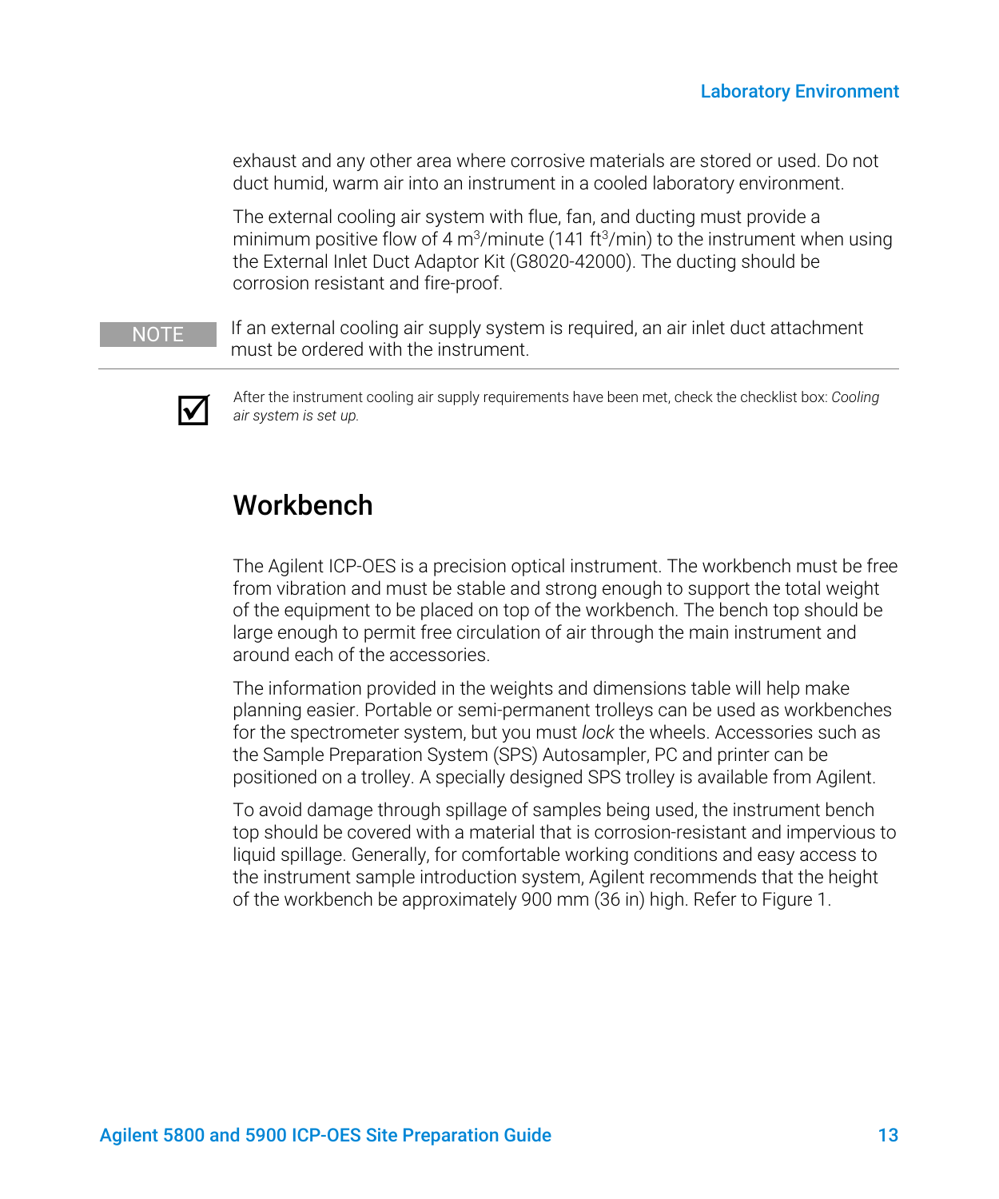exhaust and any other area where corrosive materials are stored or used. Do not duct humid, warm air into an instrument in a cooled laboratory environment.

The external cooling air system with flue, fan, and ducting must provide a minimum positive flow of 4 $m^3$/minute (141 $ft^3$/min) to the instrument when using the External Inlet Duct Adaptor Kit (G8020-42000). The ducting should be corrosion resistant and fire-proof.

**NOTE** If an external cooling air supply system is required, an air inlet duct attachment must be ordered with the instrument.

☑ After the instrument cooling air supply requirements have been met, check the checklist box: *Cooling air system is set up.*

## Workbench

The Agilent ICP-OES is a precision optical instrument. The workbench must be free from vibration and must be stable and strong enough to support the total weight of the equipment to be placed on top of the workbench. The bench top should be large enough to permit free circulation of air through the main instrument and around each of the accessories.

The information provided in the weights and dimensions table will help make planning easier. Portable or semi-permanent trolleys can be used as workbenches for the spectrometer system, but you must *lock* the wheels. Accessories such as the Sample Preparation System (SPS) Autosampler, PC and printer can be positioned on a trolley. A specially designed SPS trolley is available from Agilent.

To avoid damage through spillage of samples being used, the instrument bench top should be covered with a material that is corrosion-resistant and impervious to liquid spillage. Generally, for comfortable working conditions and easy access to the instrument sample introduction system, Agilent recommends that the height of the workbench be approximately 900 mm (36 in) high. Refer to Figure 1.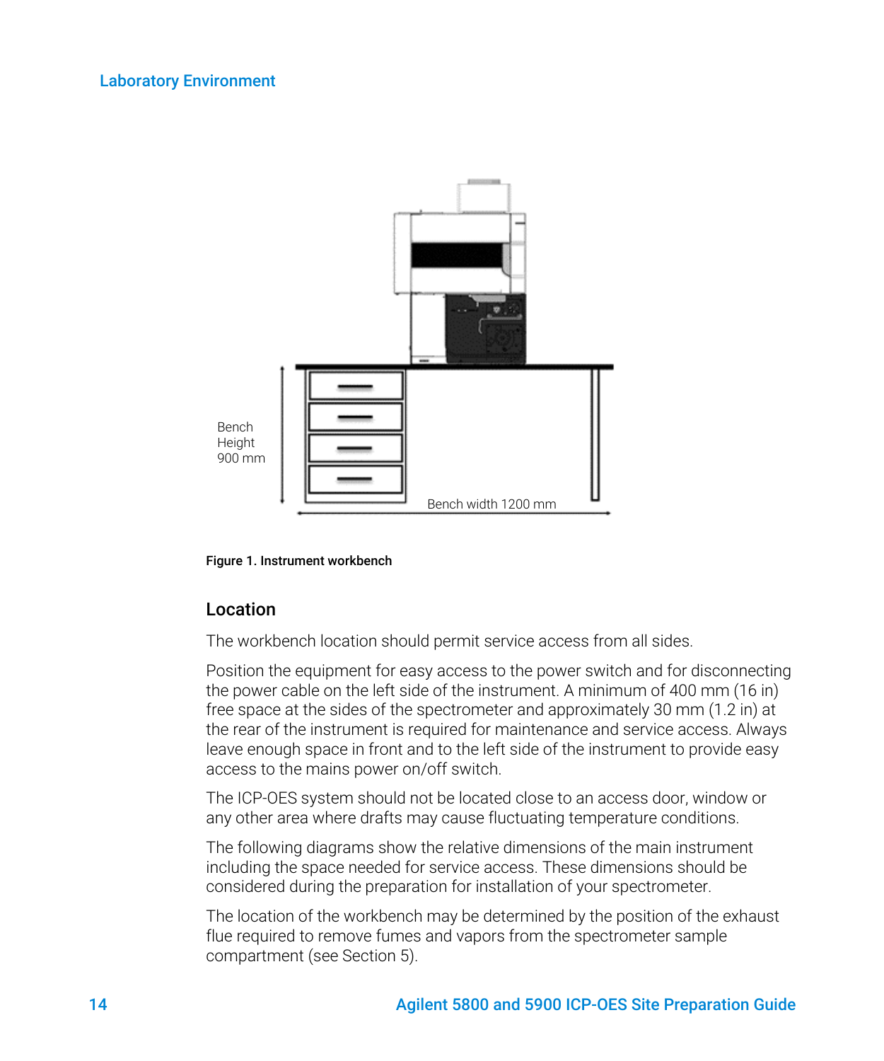Bench Height 900 mm

Bench width 1200 mm

**Figure 1. Instrument workbench**

## Location

The workbench location should permit service access from all sides.

Position the equipment for easy access to the power switch and for disconnecting the power cable on the left side of the instrument. A minimum of 400 mm (16 in) free space at the sides of the spectrometer and approximately 30 mm (1.2 in) at the rear of the instrument is required for maintenance and service access. Always leave enough space in front and to the left side of the instrument to provide easy access to the mains power on/off switch.

The ICP-OES system should not be located close to an access door, window or any other area where drafts may cause fluctuating temperature conditions.

The following diagrams show the relative dimensions of the main instrument including the space needed for service access. These dimensions should be considered during the preparation for installation of your spectrometer.

The location of the workbench may be determined by the position of the exhaust flue required to remove fumes and vapors from the spectrometer sample compartment (see Section 5).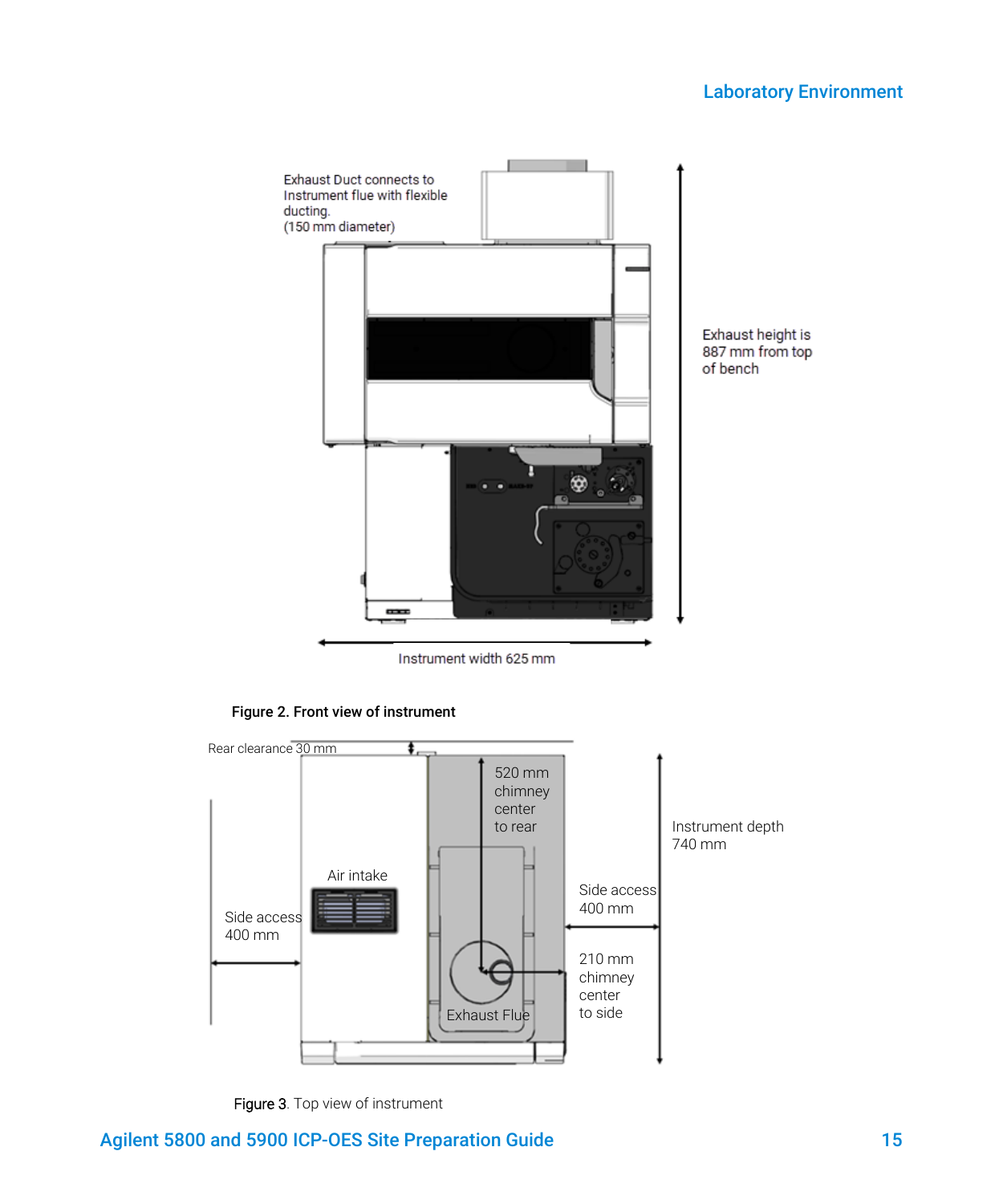Exhaust Duct connects to Instrument flue with flexible ducting. (150 mm diameter)

Exhaust height is 887 mm from top of bench

Instrument width 625 mm

**Figure 2. Front view of instrument**

Rear clearance 30 mm

520 mm chimney center to rear

Instrument depth 740 mm

Air intake

Side access 400 mm

Side access 400 mm

210 mm chimney center to side

Exhaust Flue

Figure 3. Top view of instrument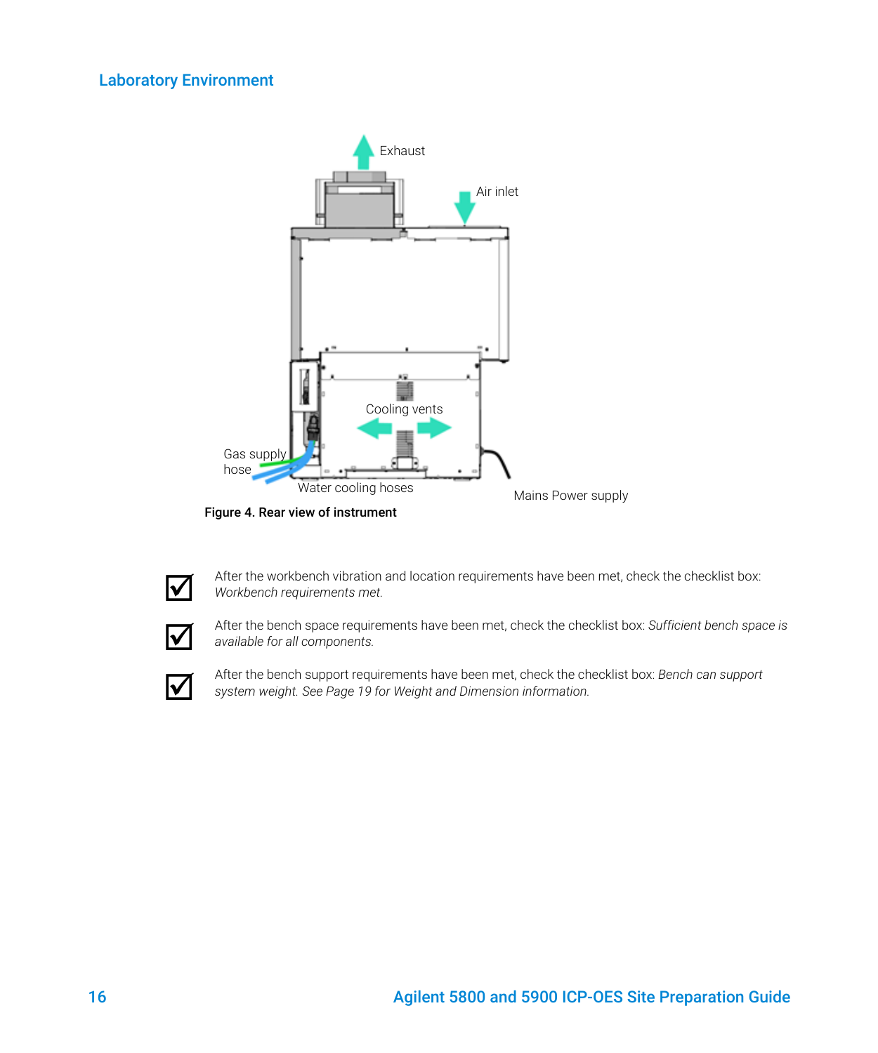### Laboratory Environment

Figure 4. Rear view of instrument

☑ After the workbench vibration and location requirements have been met, check the checklist box: *Workbench requirements met.*

☑ After the bench space requirements have been met, check the checklist box: *Sufficient bench space is available for all components.*

☑ After the bench support requirements have been met, check the checklist box: *Bench can support system weight. See Page 19 for Weight and Dimension information.*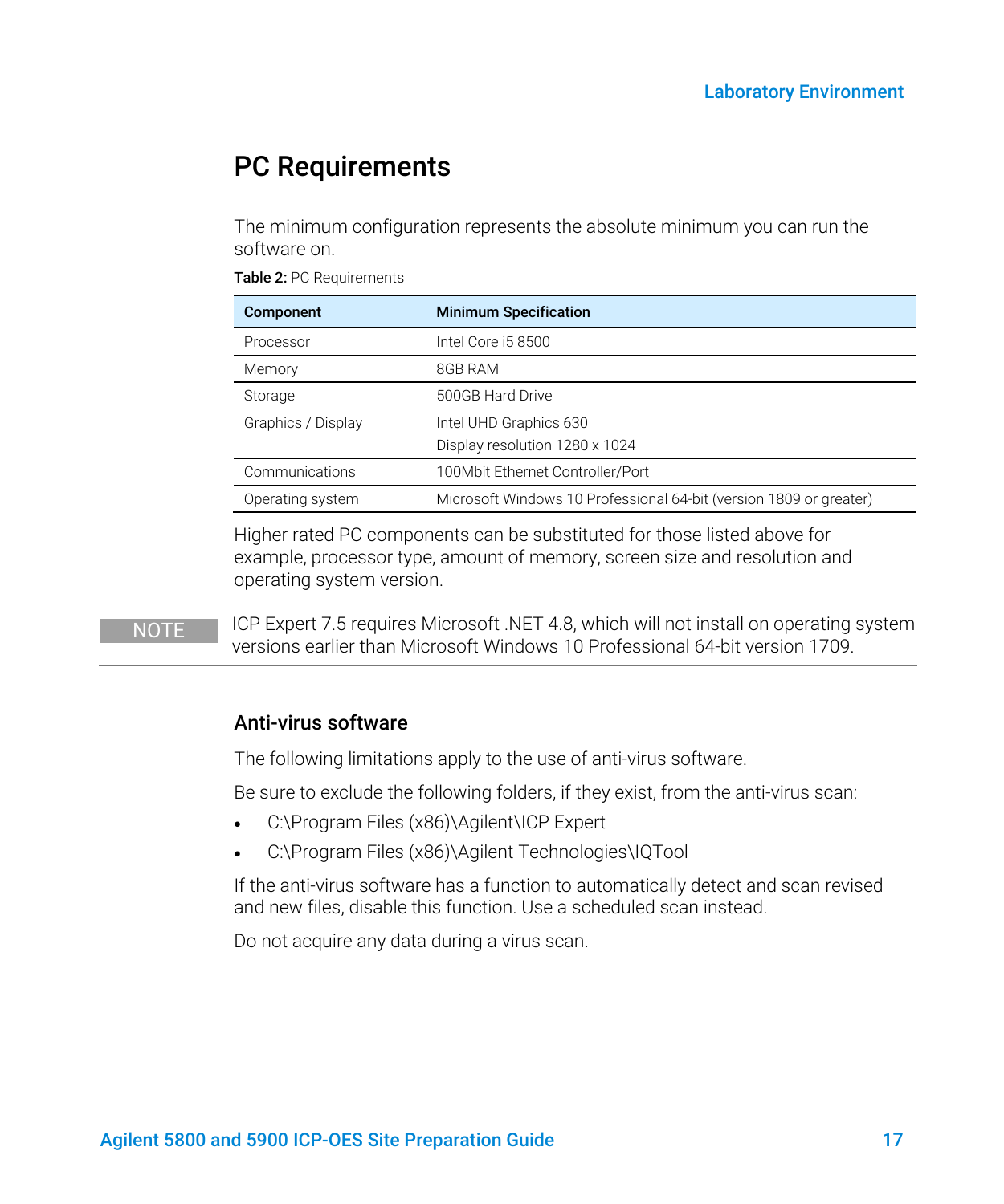## PC Requirements

The minimum configuration represents the absolute minimum you can run the software on.

**Table 2:** PC Requirements

| Component | Minimum Specification |
|---|---|
| Processor | Intel Core i5 8500 |
| Memory | 8GB RAM |
| Storage | 500GB Hard Drive |
| Graphics / Display | Intel UHD Graphics 630<br>Display resolution 1280 x 1024 |
| Communications | 100Mbit Ethernet Controller/Port |
| Operating system | Microsoft Windows 10 Professional 64-bit (version 1809 or greater) |

Higher rated PC components can be substituted for those listed above for example, processor type, amount of memory, screen size and resolution and operating system version.

**NOTE** ICP Expert 7.5 requires Microsoft .NET 4.8, which will not install on operating system versions earlier than Microsoft Windows 10 Professional 64-bit version 1709.

### Anti-virus software

The following limitations apply to the use of anti-virus software.

Be sure to exclude the following folders, if they exist, from the anti-virus scan:

- C:\Program Files (x86)\Agilent\ICP Expert
- C:\Program Files (x86)\Agilent Technologies\IQTool

If the anti-virus software has a function to automatically detect and scan revised and new files, disable this function. Use a scheduled scan instead.

Do not acquire any data during a virus scan.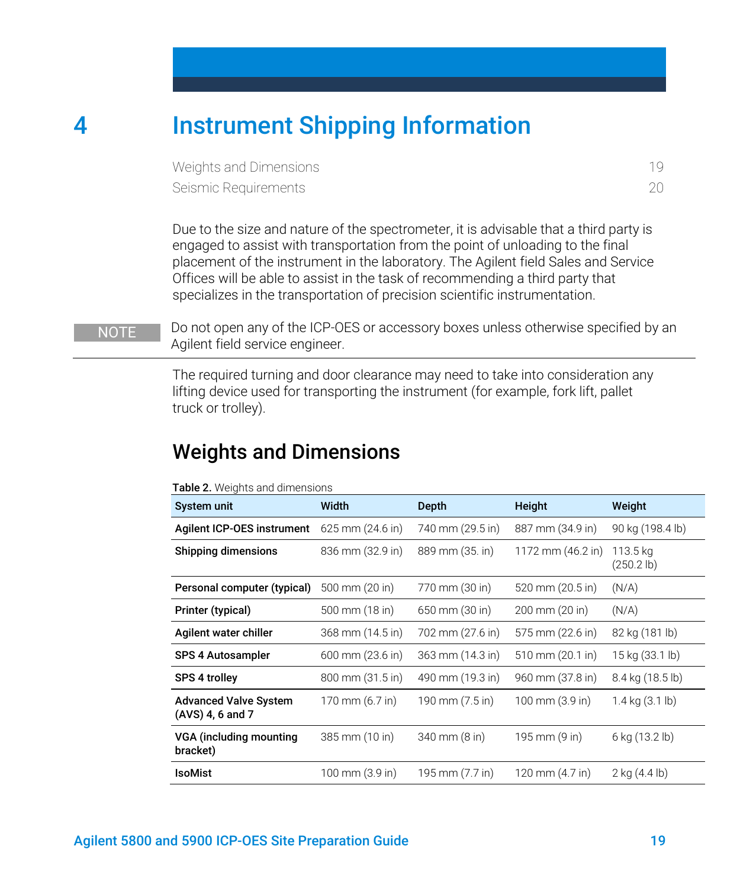# 4 Instrument Shipping Information

Weights and Dimensions 19
Seismic Requirements 20

Due to the size and nature of the spectrometer, it is advisable that a third party is engaged to assist with transportation from the point of unloading to the final placement of the instrument in the laboratory. The Agilent field Sales and Service Offices will be able to assist in the task of recommending a third party that specializes in the transportation of precision scientific instrumentation.

**NOTE** Do not open any of the ICP-OES or accessory boxes unless otherwise specified by an Agilent field service engineer.

The required turning and door clearance may need to take into consideration any lifting device used for transporting the instrument (for example, fork lift, pallet truck or trolley).

## Weights and Dimensions

**Table 2.** Weights and dimensions

| System unit | Width | Depth | Height | Weight |
|---|---|---|---|---|
| **Agilent ICP-OES instrument** | 625 mm (24.6 in) | 740 mm (29.5 in) | 887 mm (34.9 in) | 90 kg (198.4 lb) |
| **Shipping dimensions** | 836 mm (32.9 in) | 889 mm (35. in) | 1172 mm (46.2 in) | 113.5 kg (250.2 lb) |
| **Personal computer (typical)** | 500 mm (20 in) | 770 mm (30 in) | 520 mm (20.5 in) | (N/A) |
| **Printer (typical)** | 500 mm (18 in) | 650 mm (30 in) | 200 mm (20 in) | (N/A) |
| **Agilent water chiller** | 368 mm (14.5 in) | 702 mm (27.6 in) | 575 mm (22.6 in) | 82 kg (181 lb) |
| **SPS 4 Autosampler** | 600 mm (23.6 in) | 363 mm (14.3 in) | 510 mm (20.1 in) | 15 kg (33.1 lb) |
| **SPS 4 trolley** | 800 mm (31.5 in) | 490 mm (19.3 in) | 960 mm (37.8 in) | 8.4 kg (18.5 lb) |
| **Advanced Valve System (AVS) 4, 6 and 7** | 170 mm (6.7 in) | 190 mm (7.5 in) | 100 mm (3.9 in) | 1.4 kg (3.1 lb) |
| **VGA (including mounting bracket)** | 385 mm (10 in) | 340 mm (8 in) | 195 mm (9 in) | 6 kg (13.2 lb) |
| **IsoMist** | 100 mm (3.9 in) | 195 mm (7.7 in) | 120 mm (4.7 in) | 2 kg (4.4 lb) |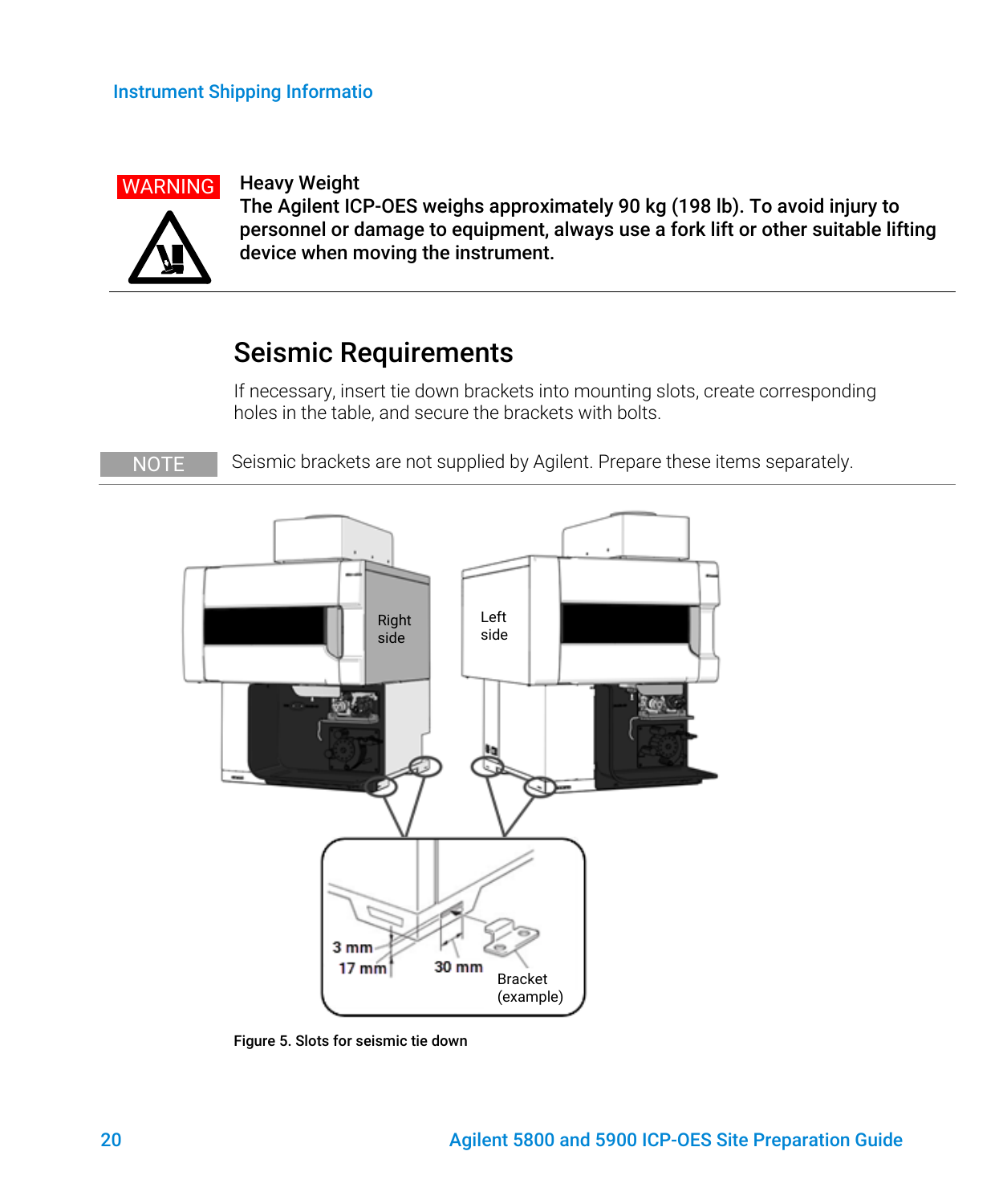**WARNING**

**Heavy Weight**
**The Agilent ICP-OES weighs approximately 90 kg (198 lb). To avoid injury to personnel or damage to equipment, always use a fork lift or other suitable lifting device when moving the instrument.**

## Seismic Requirements

If necessary, insert tie down brackets into mounting slots, create corresponding holes in the table, and secure the brackets with bolts.

**NOTE** Seismic brackets are not supplied by Agilent. Prepare these items separately.

Right side

Left side

3 mm

17 mm

30 mm

Bracket (example)

**Figure 5. Slots for seismic tie down**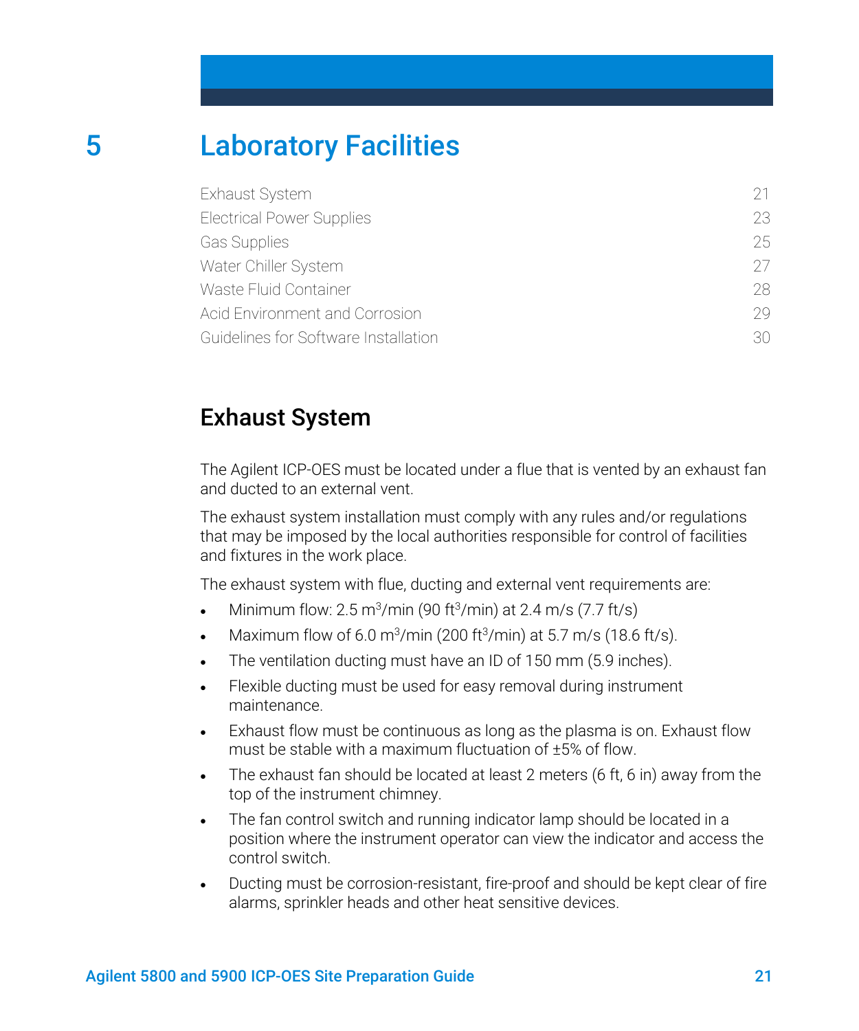# 5 Laboratory Facilities

| | |
|---|---|
| Exhaust System | 21 |
| Electrical Power Supplies | 23 |
| Gas Supplies | 25 |
| Water Chiller System | 27 |
| Waste Fluid Container | 28 |
| Acid Environment and Corrosion | 29 |
| Guidelines for Software Installation | 30 |

## Exhaust System

The Agilent ICP-OES must be located under a flue that is vented by an exhaust fan and ducted to an external vent.

The exhaust system installation must comply with any rules and/or regulations that may be imposed by the local authorities responsible for control of facilities and fixtures in the work place.

The exhaust system with flue, ducting and external vent requirements are:

- Minimum flow: 2.5 $m^3$/min (90 $ft^3$/min) at 2.4 m/s (7.7 ft/s)
- Maximum flow of 6.0 $m^3$/min (200 $ft^3$/min) at 5.7 m/s (18.6 ft/s).
- The ventilation ducting must have an ID of 150 mm (5.9 inches).
- Flexible ducting must be used for easy removal during instrument maintenance.
- Exhaust flow must be continuous as long as the plasma is on. Exhaust flow must be stable with a maximum fluctuation of ±5% of flow.
- The exhaust fan should be located at least 2 meters (6 ft, 6 in) away from the top of the instrument chimney.
- The fan control switch and running indicator lamp should be located in a position where the instrument operator can view the indicator and access the control switch.
- Ducting must be corrosion-resistant, fire-proof and should be kept clear of fire alarms, sprinkler heads and other heat sensitive devices.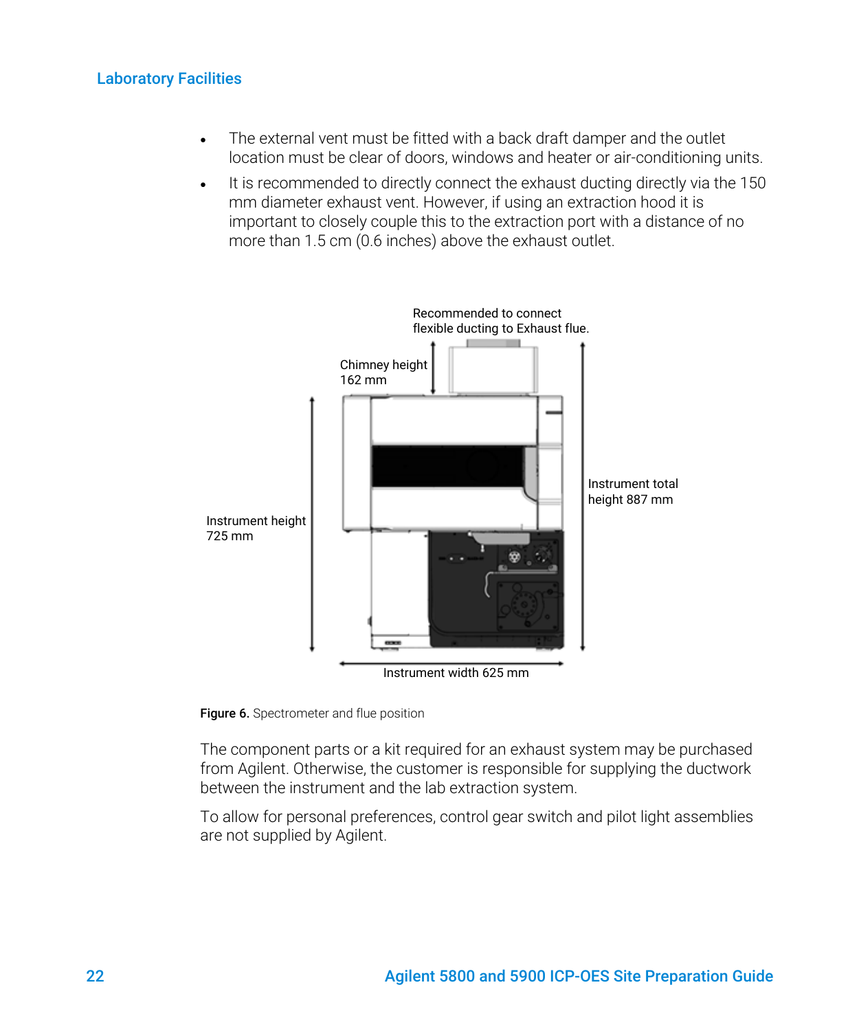## Laboratory Facilities

- The external vent must be fitted with a back draft damper and the outlet location must be clear of doors, windows and heater or air-conditioning units.
- It is recommended to directly connect the exhaust ducting directly via the 150 mm diameter exhaust vent. However, if using an extraction hood it is important to closely couple this to the extraction port with a distance of no more than 1.5 cm (0.6 inches) above the exhaust outlet.

Recommended to connect flexible ducting to Exhaust flue.

Chimney height 162 mm

Instrument total height 887 mm

Instrument height 725 mm

Instrument width 625 mm

**Figure 6.** Spectrometer and flue position

The component parts or a kit required for an exhaust system may be purchased from Agilent. Otherwise, the customer is responsible for supplying the ductwork between the instrument and the lab extraction system.

To allow for personal preferences, control gear switch and pilot light assemblies are not supplied by Agilent.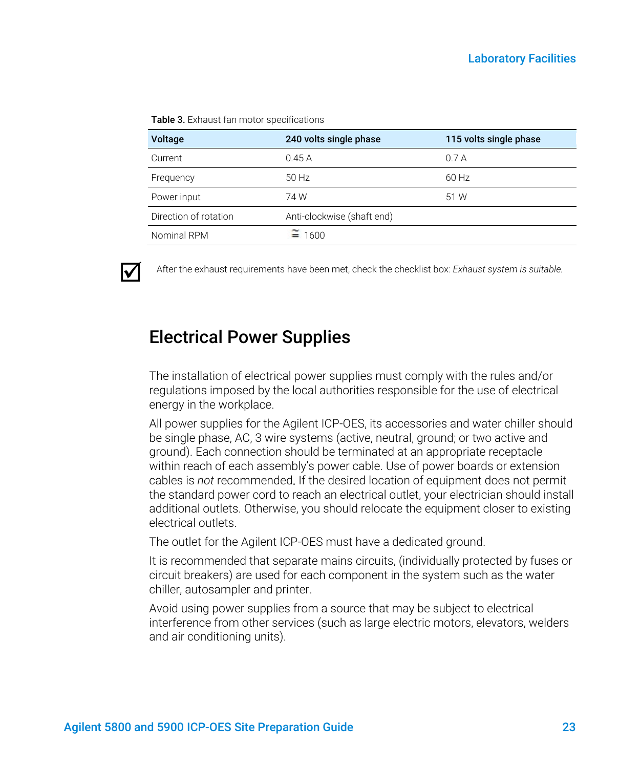**Table 3.** Exhaust fan motor specifications

| Voltage | 240 volts single phase | 115 volts single phase |
|---|---|---|
| Current | 0.45 A | 0.7 A |
| Frequency | 50 Hz | 60 Hz |
| Power input | 74 W | 51 W |
| Direction of rotation | Anti-clockwise (shaft end) | |
| Nominal RPM | ≅ 1600 | |

☑ After the exhaust requirements have been met, check the checklist box: *Exhaust system is suitable.*

## Electrical Power Supplies

The installation of electrical power supplies must comply with the rules and/or regulations imposed by the local authorities responsible for the use of electrical energy in the workplace.

All power supplies for the Agilent ICP-OES, its accessories and water chiller should be single phase, AC, 3 wire systems (active, neutral, ground; or two active and ground). Each connection should be terminated at an appropriate receptacle within reach of each assembly's power cable. Use of power boards or extension cables is *not* recommended**.** If the desired location of equipment does not permit the standard power cord to reach an electrical outlet, your electrician should install additional outlets. Otherwise, you should relocate the equipment closer to existing electrical outlets.

The outlet for the Agilent ICP-OES must have a dedicated ground.

It is recommended that separate mains circuits, (individually protected by fuses or circuit breakers) are used for each component in the system such as the water chiller, autosampler and printer.

Avoid using power supplies from a source that may be subject to electrical interference from other services (such as large electric motors, elevators, welders and air conditioning units).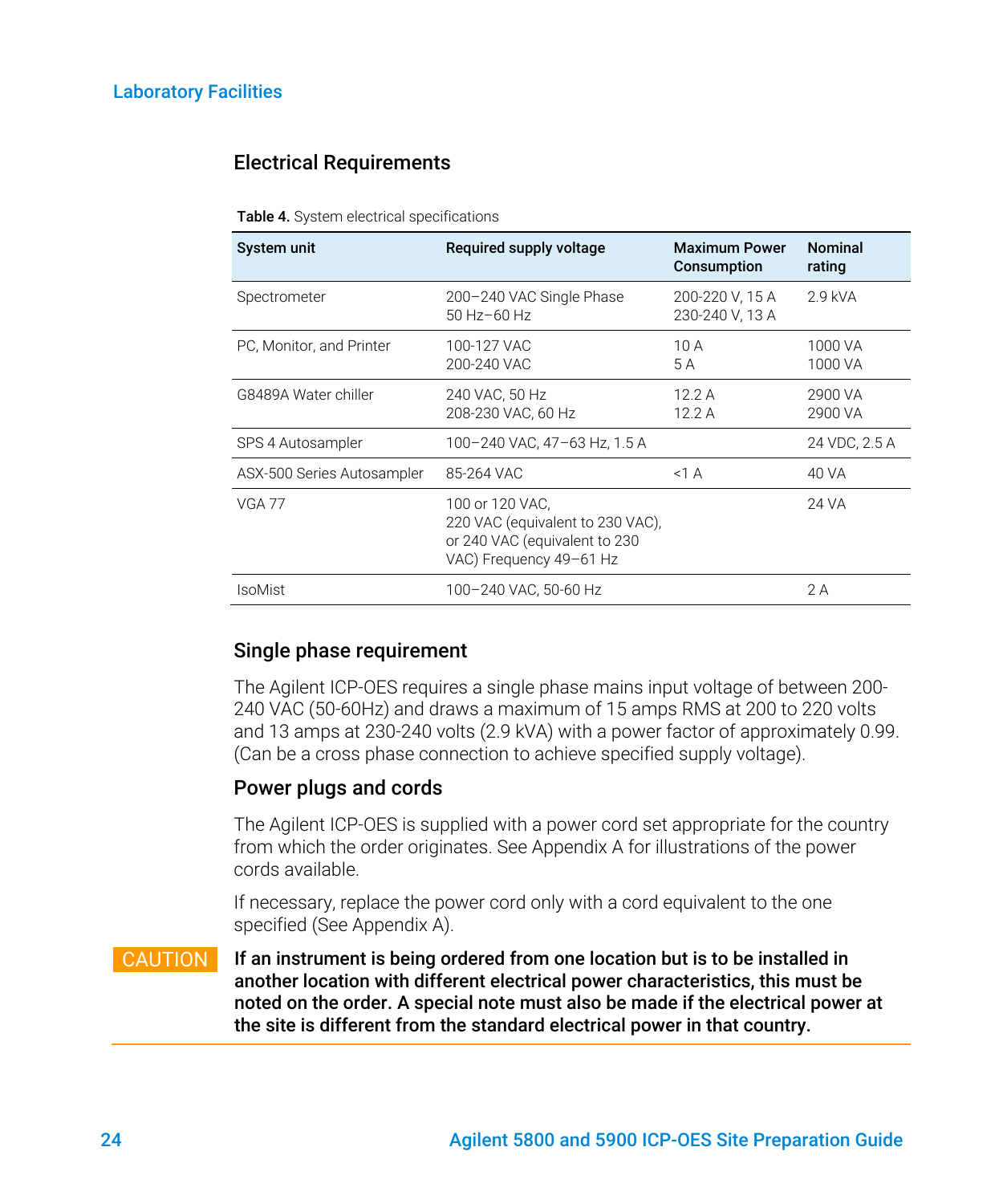## Electrical Requirements

**Table 4.** System electrical specifications

| System unit | Required supply voltage | Maximum Power Consumption | Nominal rating |
|---|---|---|---|
| Spectrometer | 200–240 VAC Single Phase<br>50 Hz–60 Hz | 200-220 V, 15 A<br>230-240 V, 13 A | 2.9 kVA |
| PC, Monitor, and Printer | 100-127 VAC<br>200-240 VAC | 10 A<br>5 A | 1000 VA<br>1000 VA |
| G8489A Water chiller | 240 VAC, 50 Hz<br>208-230 VAC, 60 Hz | 12.2 A<br>12.2 A | 2900 VA<br>2900 VA |
| SPS 4 Autosampler | 100–240 VAC, 47–63 Hz, 1.5 A | | 24 VDC, 2.5 A |
| ASX-500 Series Autosampler | 85-264 VAC | <1 A | 40 VA |
| VGA 77 | 100 or 120 VAC,<br>220 VAC (equivalent to 230 VAC),<br>or 240 VAC (equivalent to 230 VAC) Frequency 49–61 Hz | | 24 VA |
| IsoMist | 100–240 VAC, 50-60 Hz | | 2 A |

### Single phase requirement

The Agilent ICP-OES requires a single phase mains input voltage of between 200-240 VAC (50-60Hz) and draws a maximum of 15 amps RMS at 200 to 220 volts and 13 amps at 230-240 volts (2.9 kVA) with a power factor of approximately 0.99. (Can be a cross phase connection to achieve specified supply voltage).

### Power plugs and cords

The Agilent ICP-OES is supplied with a power cord set appropriate for the country from which the order originates. See Appendix A for illustrations of the power cords available.

If necessary, replace the power cord only with a cord equivalent to the one specified (See Appendix A).

CAUTION **If an instrument is being ordered from one location but is to be installed in another location with different electrical power characteristics, this must be noted on the order. A special note must also be made if the electrical power at the site is different from the standard electrical power in that country.**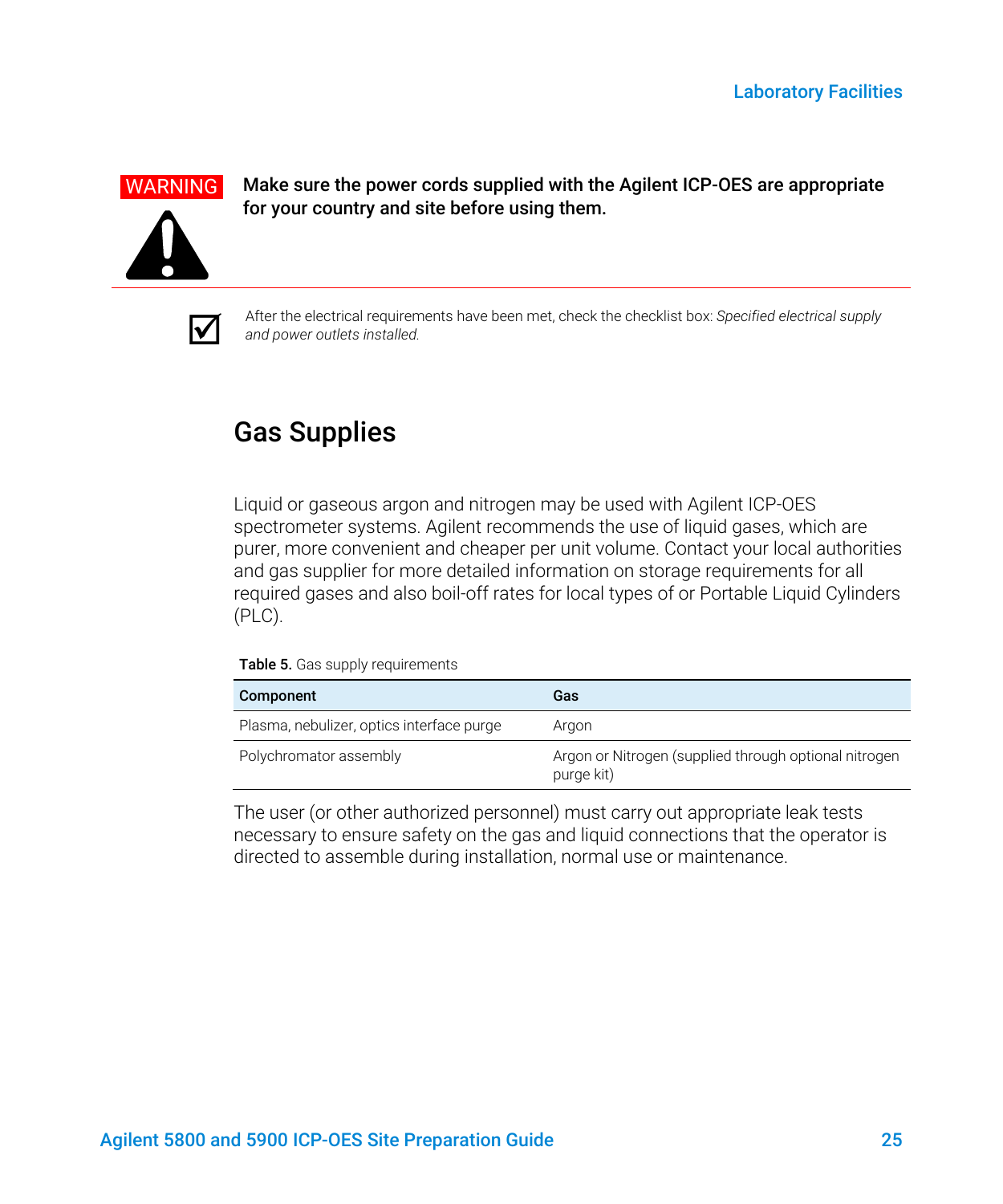**WARNING**

**Make sure the power cords supplied with the Agilent ICP-OES are appropriate for your country and site before using them.**

☑ After the electrical requirements have been met, check the checklist box: *Specified electrical supply and power outlets installed.*

## Gas Supplies

Liquid or gaseous argon and nitrogen may be used with Agilent ICP-OES spectrometer systems. Agilent recommends the use of liquid gases, which are purer, more convenient and cheaper per unit volume. Contact your local authorities and gas supplier for more detailed information on storage requirements for all required gases and also boil-off rates for local types of or Portable Liquid Cylinders (PLC).

**Table 5.** Gas supply requirements

| Component | Gas |
| --- | --- |
| Plasma, nebulizer, optics interface purge | Argon |
| Polychromator assembly | Argon or Nitrogen (supplied through optional nitrogen purge kit) |

The user (or other authorized personnel) must carry out appropriate leak tests necessary to ensure safety on the gas and liquid connections that the operator is directed to assemble during installation, normal use or maintenance.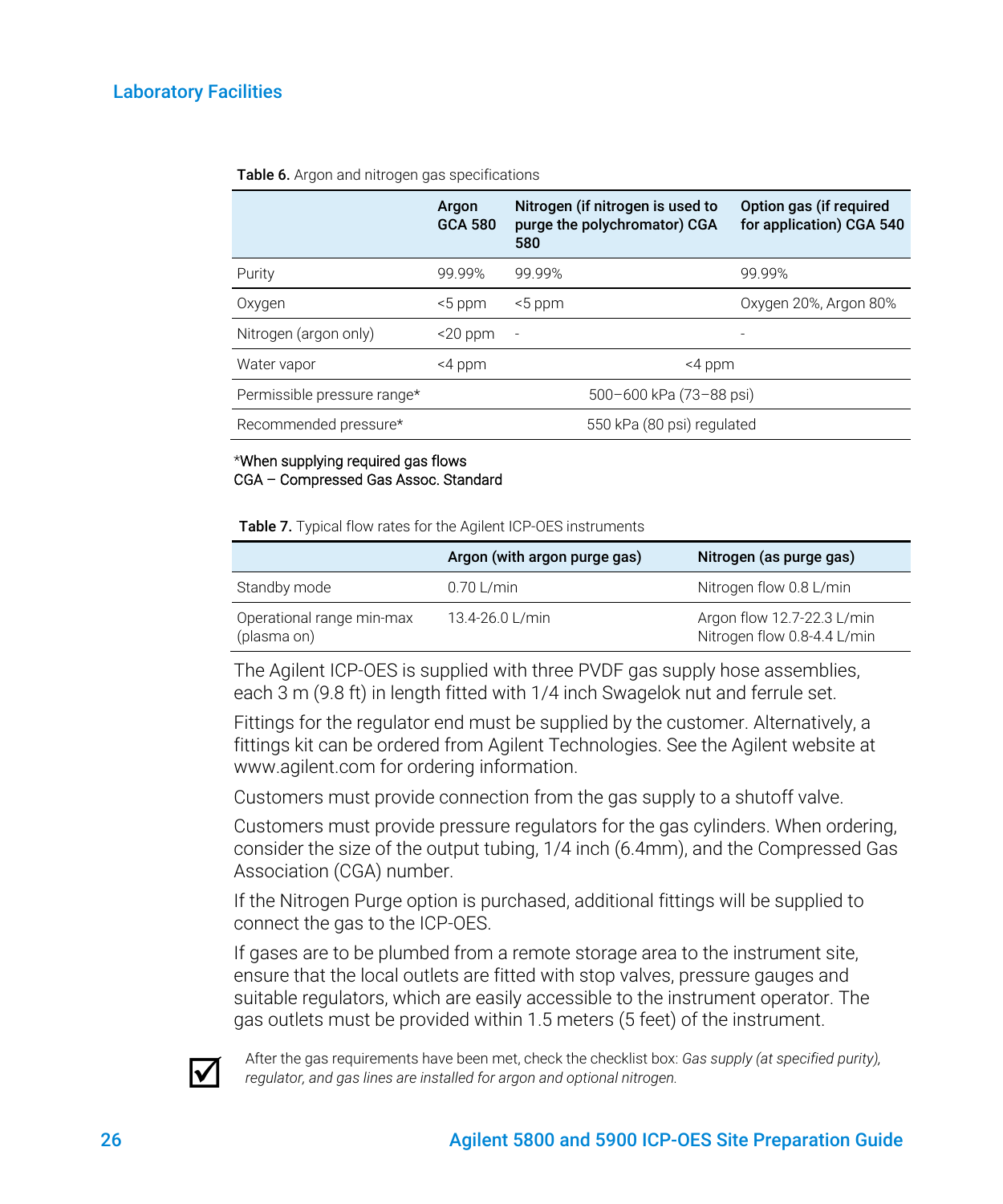## Laboratory Facilities

**Table 6.** Argon and nitrogen gas specifications

| | Argon GCA 580 | Nitrogen (if nitrogen is used to purge the polychromator) CGA 580 | Option gas (if required for application) CGA 540 |
|---|---|---|---|
| Purity | 99.99% | 99.99% | 99.99% |
| Oxygen | <5 ppm | <5 ppm | Oxygen 20%, Argon 80% |
| Nitrogen (argon only) | <20 ppm | - | - |
| Water vapor | <4 ppm | <4 ppm | |
| Permissible pressure range* | 500–600 kPa (73–88 psi) | | |
| Recommended pressure* | 550 kPa (80 psi) regulated | | |

*When supplying required gas flows
CGA – Compressed Gas Assoc. Standard

**Table 7.** Typical flow rates for the Agilent ICP-OES instruments

| | Argon (with argon purge gas) | Nitrogen (as purge gas) |
|---|---|---|
| Standby mode | 0.70 L/min | Nitrogen flow 0.8 L/min |
| Operational range min-max (plasma on) | 13.4-26.0 L/min | Argon flow 12.7-22.3 L/min<br>Nitrogen flow 0.8-4.4 L/min |

The Agilent ICP-OES is supplied with three PVDF gas supply hose assemblies, each 3 m (9.8 ft) in length fitted with 1/4 inch Swagelok nut and ferrule set.

Fittings for the regulator end must be supplied by the customer. Alternatively, a fittings kit can be ordered from Agilent Technologies. See the Agilent website at www.agilent.com for ordering information.

Customers must provide connection from the gas supply to a shutoff valve.

Customers must provide pressure regulators for the gas cylinders. When ordering, consider the size of the output tubing, 1/4 inch (6.4mm), and the Compressed Gas Association (CGA) number.

If the Nitrogen Purge option is purchased, additional fittings will be supplied to connect the gas to the ICP-OES.

If gases are to be plumbed from a remote storage area to the instrument site, ensure that the local outlets are fitted with stop valves, pressure gauges and suitable regulators, which are easily accessible to the instrument operator. The gas outlets must be provided within 1.5 meters (5 feet) of the instrument.

☑ After the gas requirements have been met, check the checklist box: *Gas supply (at specified purity), regulator, and gas lines are installed for argon and optional nitrogen.*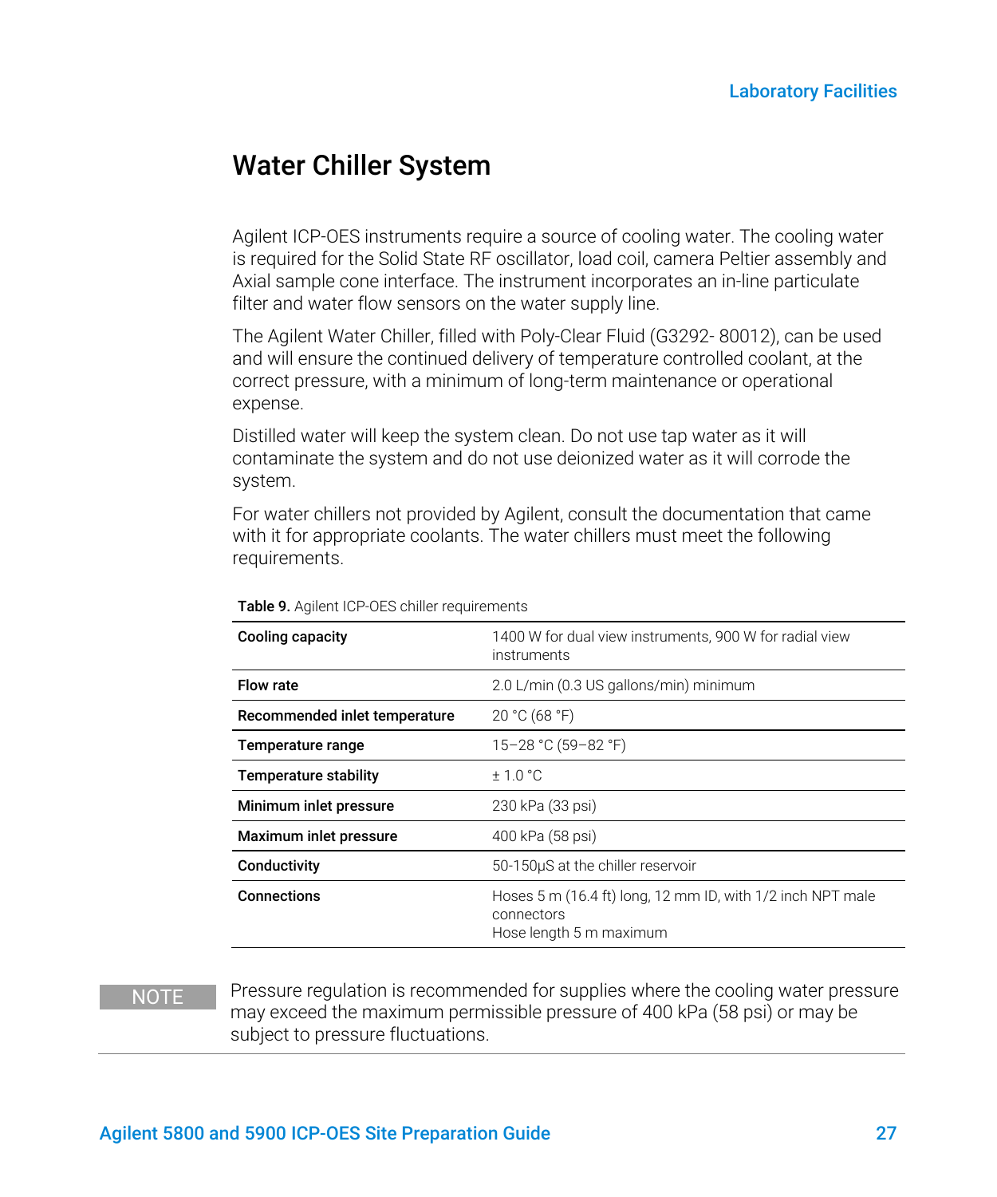## Water Chiller System

Agilent ICP-OES instruments require a source of cooling water. The cooling water is required for the Solid State RF oscillator, load coil, camera Peltier assembly and Axial sample cone interface. The instrument incorporates an in-line particulate filter and water flow sensors on the water supply line.

The Agilent Water Chiller, filled with Poly-Clear Fluid (G3292- 80012), can be used and will ensure the continued delivery of temperature controlled coolant, at the correct pressure, with a minimum of long-term maintenance or operational expense.

Distilled water will keep the system clean. Do not use tap water as it will contaminate the system and do not use deionized water as it will corrode the system.

For water chillers not provided by Agilent, consult the documentation that came with it for appropriate coolants. The water chillers must meet the following requirements.

**Table 9.** Agilent ICP-OES chiller requirements

| | |
|---|---|
| **Cooling capacity** | 1400 W for dual view instruments, 900 W for radial view instruments |
| **Flow rate** | 2.0 L/min (0.3 US gallons/min) minimum |
| **Recommended inlet temperature** | 20 °C (68 °F) |
| **Temperature range** | 15–28 °C (59–82 °F) |
| **Temperature stability** | ± 1.0 °C |
| **Minimum inlet pressure** | 230 kPa (33 psi) |
| **Maximum inlet pressure** | 400 kPa (58 psi) |
| **Conductivity** | 50-150µS at the chiller reservoir |
| **Connections** | Hoses 5 m (16.4 ft) long, 12 mm ID, with 1/2 inch NPT male connectors<br>Hose length 5 m maximum |

NOTE Pressure regulation is recommended for supplies where the cooling water pressure may exceed the maximum permissible pressure of 400 kPa (58 psi) or may be subject to pressure fluctuations.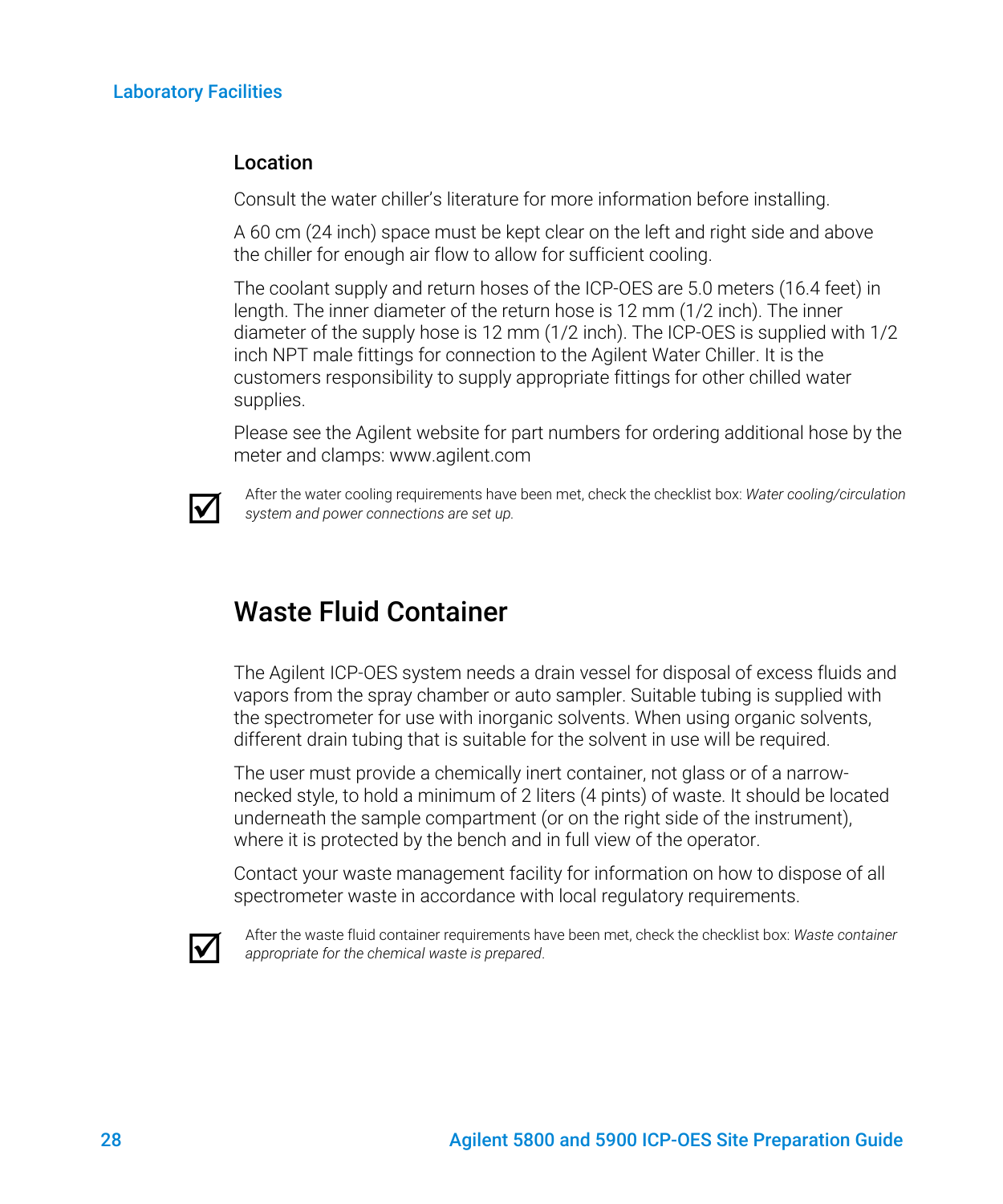### Location

Consult the water chiller's literature for more information before installing.

A 60 cm (24 inch) space must be kept clear on the left and right side and above the chiller for enough air flow to allow for sufficient cooling.

The coolant supply and return hoses of the ICP-OES are 5.0 meters (16.4 feet) in length. The inner diameter of the return hose is 12 mm (1/2 inch). The inner diameter of the supply hose is 12 mm (1/2 inch). The ICP-OES is supplied with 1/2 inch NPT male fittings for connection to the Agilent Water Chiller. It is the customers responsibility to supply appropriate fittings for other chilled water supplies.

Please see the Agilent website for part numbers for ordering additional hose by the meter and clamps: www.agilent.com

☑ After the water cooling requirements have been met, check the checklist box: *Water cooling/circulation system and power connections are set up.*

## Waste Fluid Container

The Agilent ICP-OES system needs a drain vessel for disposal of excess fluids and vapors from the spray chamber or auto sampler. Suitable tubing is supplied with the spectrometer for use with inorganic solvents. When using organic solvents, different drain tubing that is suitable for the solvent in use will be required.

The user must provide a chemically inert container, not glass or of a narrow-necked style, to hold a minimum of 2 liters (4 pints) of waste. It should be located underneath the sample compartment (or on the right side of the instrument), where it is protected by the bench and in full view of the operator.

Contact your waste management facility for information on how to dispose of all spectrometer waste in accordance with local regulatory requirements.

☑ After the waste fluid container requirements have been met, check the checklist box: *Waste container appropriate for the chemical waste is prepared*.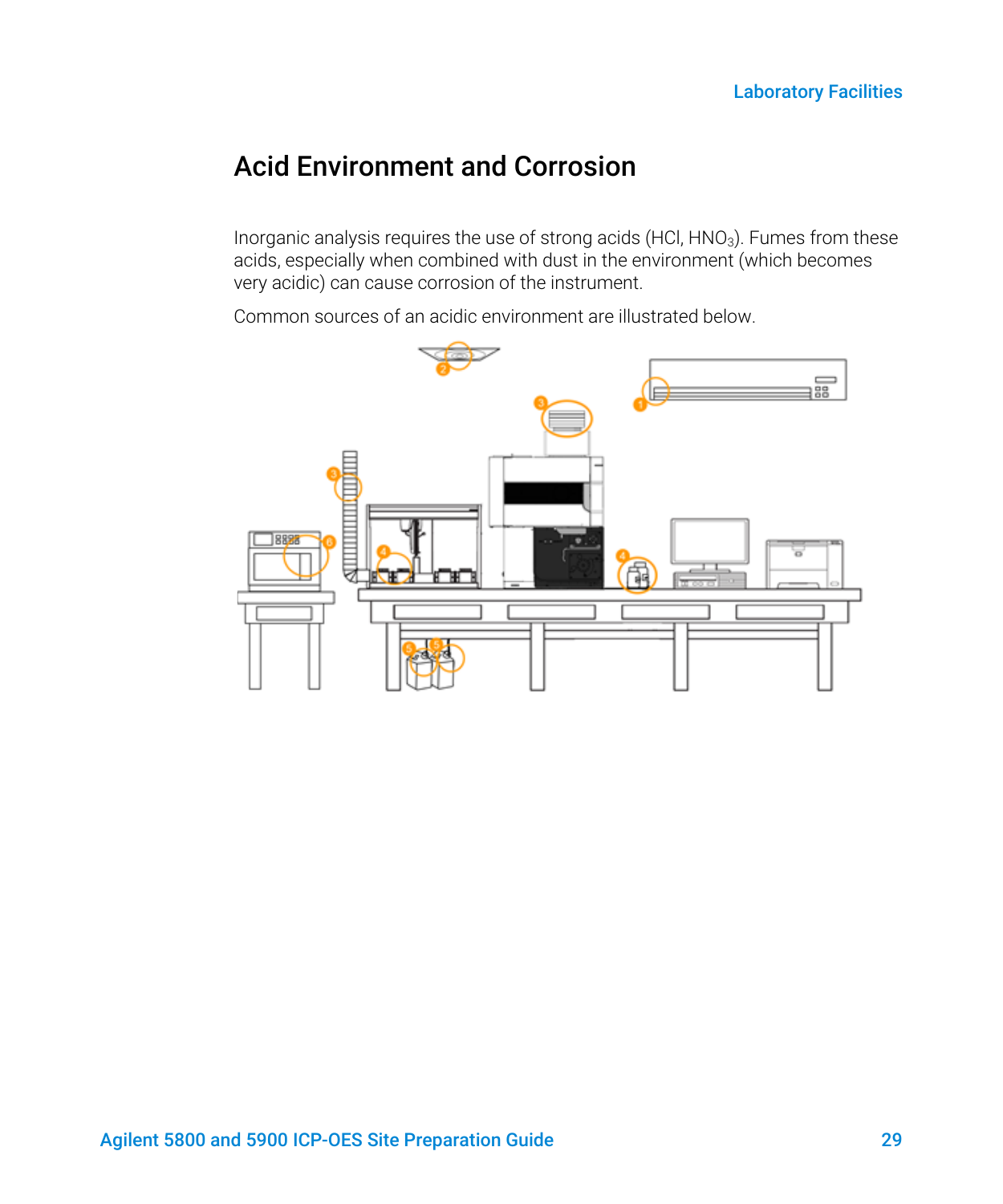## Acid Environment and Corrosion

Inorganic analysis requires the use of strong acids (HCl, $HNO_3$). Fumes from these acids, especially when combined with dust in the environment (which becomes very acidic) can cause corrosion of the instrument.

Common sources of an acidic environment are illustrated below.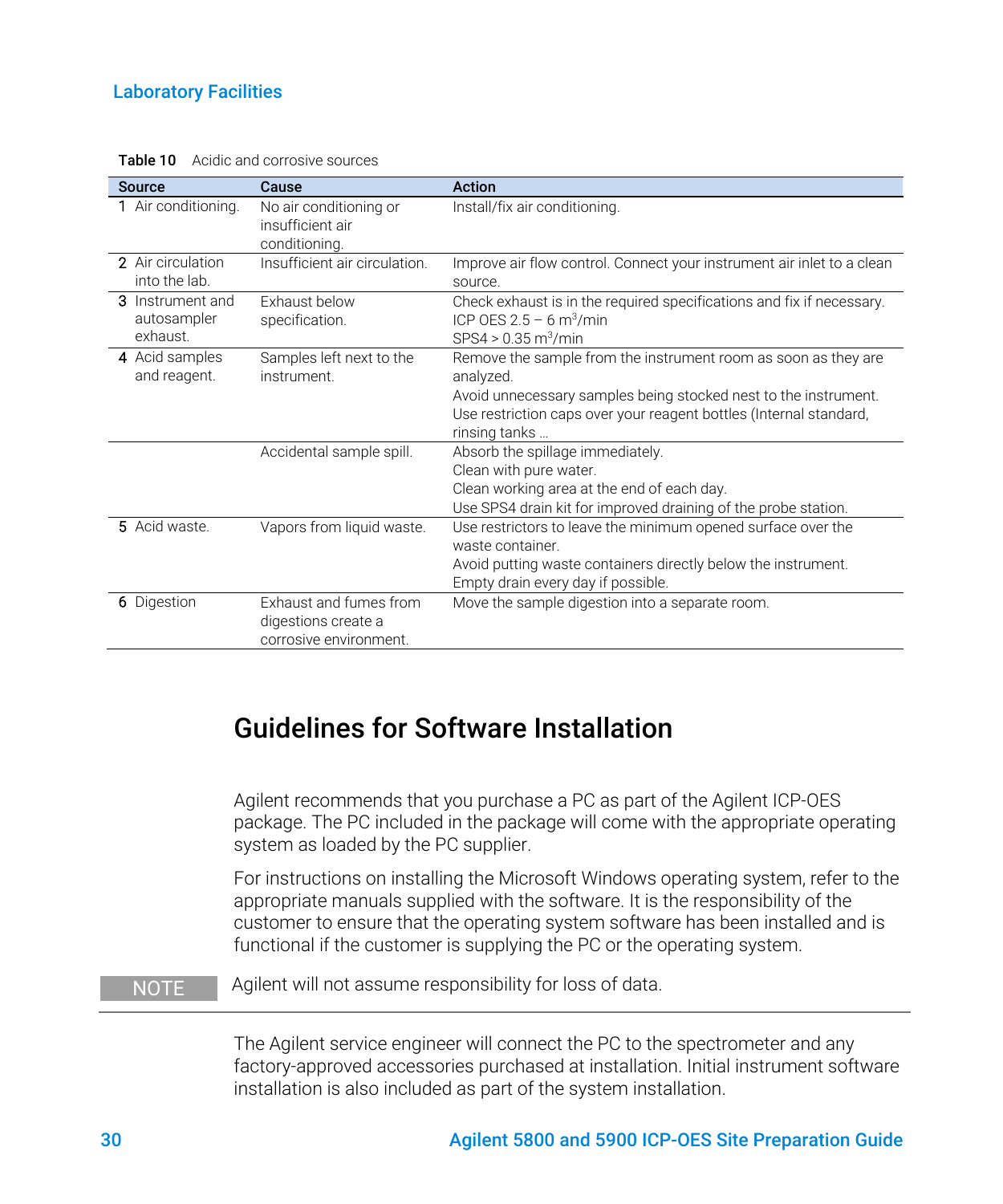Table 10 Acidic and corrosive sources

| Source | Cause | Action |
|---|---|---|
| 1 Air conditioning. | No air conditioning or insufficient air conditioning. | Install/fix air conditioning. |
| 2 Air circulation into the lab. | Insufficient air circulation. | Improve air flow control. Connect your instrument air inlet to a clean source. |
| 3 Instrument and autosampler exhaust. | Exhaust below specification. | Check exhaust is in the required specifications and fix if necessary.<br>ICP OES 2.5 – 6 $m^3$/min<br>SPS4 > 0.35 $m^3$/min |
| 4 Acid samples and reagent. | Samples left next to the instrument. | Remove the sample from the instrument room as soon as they are analyzed.<br>Avoid unnecessary samples being stocked nest to the instrument.<br>Use restriction caps over your reagent bottles (Internal standard, rinsing tanks … |
| | Accidental sample spill. | Absorb the spillage immediately.<br>Clean with pure water.<br>Clean working area at the end of each day.<br>Use SPS4 drain kit for improved draining of the probe station. |
| 5 Acid waste. | Vapors from liquid waste. | Use restrictors to leave the minimum opened surface over the waste container.<br>Avoid putting waste containers directly below the instrument.<br>Empty drain every day if possible. |
| 6 Digestion | Exhaust and fumes from digestions create a corrosive environment. | Move the sample digestion into a separate room. |

## Guidelines for Software Installation

Agilent recommends that you purchase a PC as part of the Agilent ICP-OES package. The PC included in the package will come with the appropriate operating system as loaded by the PC supplier.

For instructions on installing the Microsoft Windows operating system, refer to the appropriate manuals supplied with the software. It is the responsibility of the customer to ensure that the operating system software has been installed and is functional if the customer is supplying the PC or the operating system.

**NOTE** Agilent will not assume responsibility for loss of data.

The Agilent service engineer will connect the PC to the spectrometer and any factory-approved accessories purchased at installation. Initial instrument software installation is also included as part of the system installation.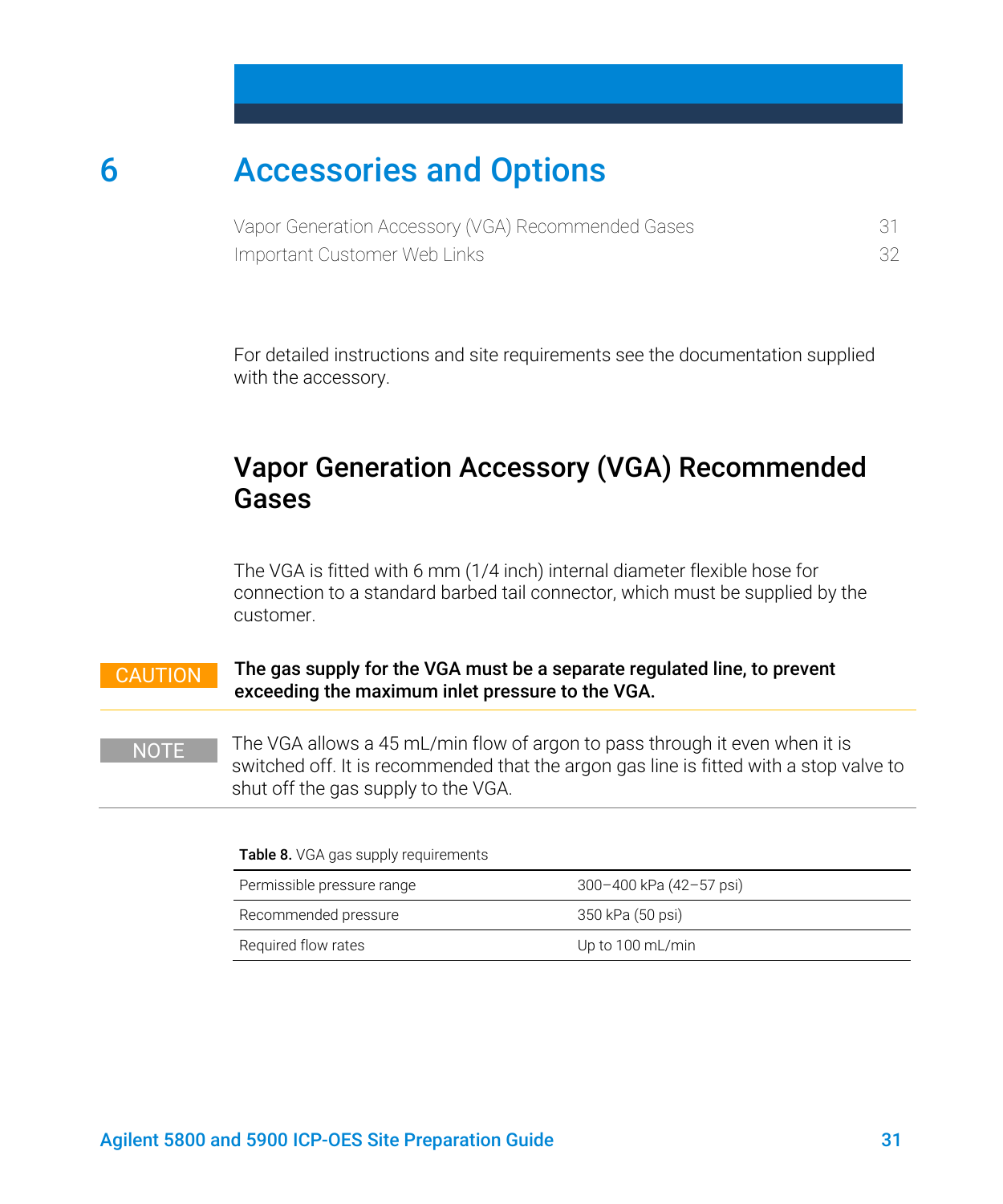# 6 Accessories and Options

Vapor Generation Accessory (VGA) Recommended Gases 31
Important Customer Web Links 32

For detailed instructions and site requirements see the documentation supplied with the accessory.

## Vapor Generation Accessory (VGA) Recommended Gases

The VGA is fitted with 6 mm (1/4 inch) internal diameter flexible hose for connection to a standard barbed tail connector, which must be supplied by the customer.

CAUTION **The gas supply for the VGA must be a separate regulated line, to prevent exceeding the maximum inlet pressure to the VGA.**

NOTE The VGA allows a 45 mL/min flow of argon to pass through it even when it is switched off. It is recommended that the argon gas line is fitted with a stop valve to shut off the gas supply to the VGA.

**Table 8.** VGA gas supply requirements

| | |
|---|---|
| Permissible pressure range | 300–400 kPa (42–57 psi) |
| Recommended pressure | 350 kPa (50 psi) |
| Required flow rates | Up to 100 mL/min |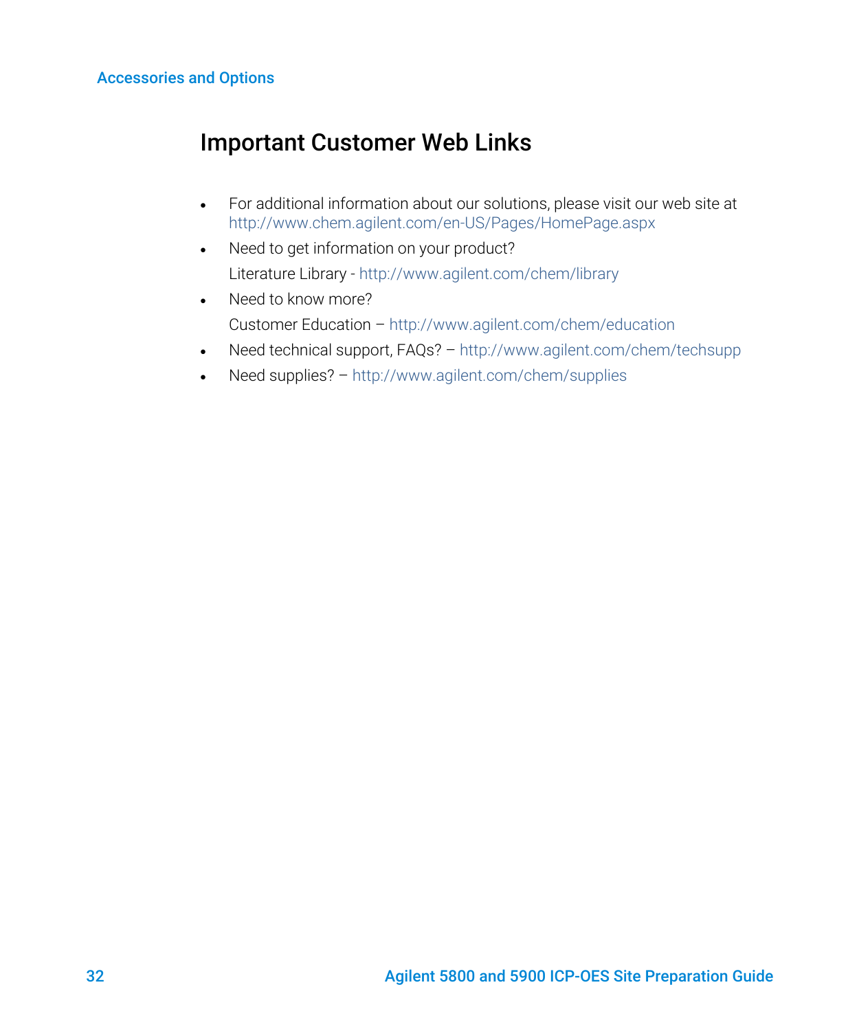## Important Customer Web Links

- For additional information about our solutions, please visit our web site at http://www.chem.agilent.com/en-US/Pages/HomePage.aspx
- Need to get information on your product?

  Literature Library - http://www.agilent.com/chem/library
- Need to know more?

  Customer Education – http://www.agilent.com/chem/education
- Need technical support, FAQs? – http://www.agilent.com/chem/techsupp
- Need supplies? – http://www.agilent.com/chem/supplies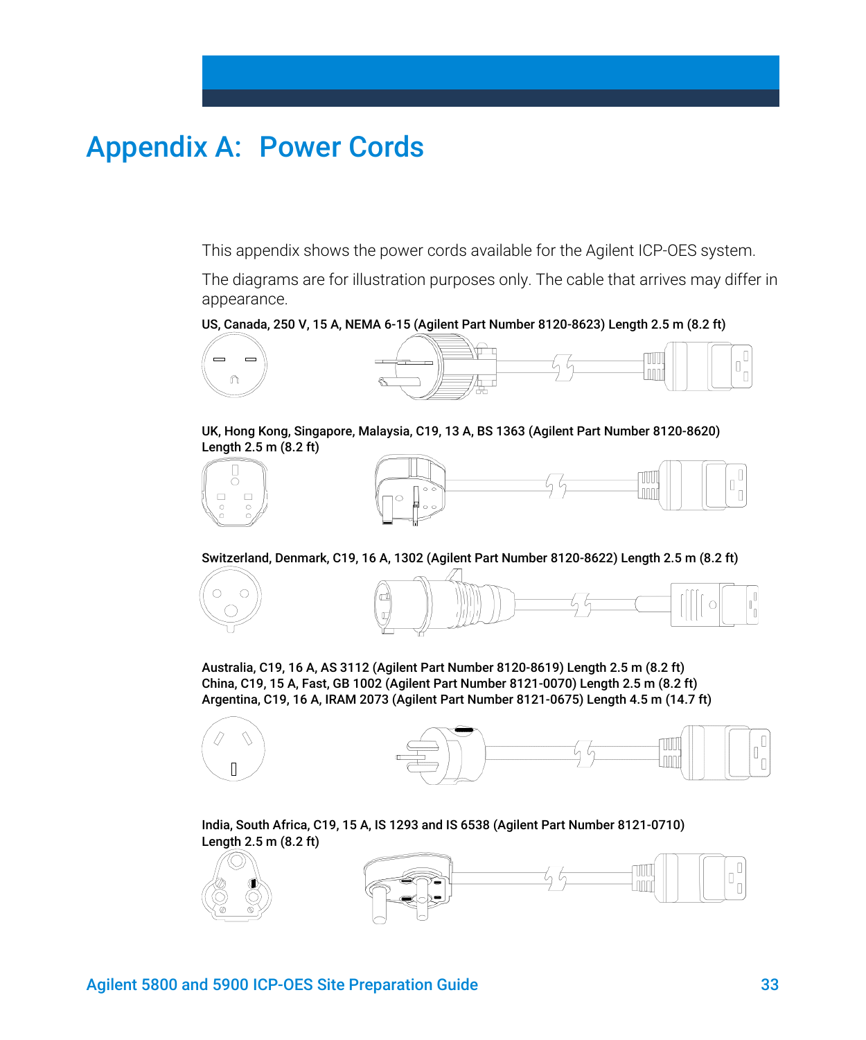# Appendix A: Power Cords

This appendix shows the power cords available for the Agilent ICP-OES system.

The diagrams are for illustration purposes only. The cable that arrives may differ in appearance.

**US, Canada, 250 V, 15 A, NEMA 6-15 (Agilent Part Number 8120-8623) Length 2.5 m (8.2 ft)**

**UK, Hong Kong, Singapore, Malaysia, C19, 13 A, BS 1363 (Agilent Part Number 8120-8620) Length 2.5 m (8.2 ft)**

**Switzerland, Denmark, C19, 16 A, 1302 (Agilent Part Number 8120-8622) Length 2.5 m (8.2 ft)**

**Australia, C19, 16 A, AS 3112 (Agilent Part Number 8120-8619) Length 2.5 m (8.2 ft)**
**China, C19, 15 A, Fast, GB 1002 (Agilent Part Number 8121-0070) Length 2.5 m (8.2 ft)**
**Argentina, C19, 16 A, IRAM 2073 (Agilent Part Number 8121-0675) Length 4.5 m (14.7 ft)**

**India, South Africa, C19, 15 A, IS 1293 and IS 6538 (Agilent Part Number 8121-0710) Length 2.5 m (8.2 ft)**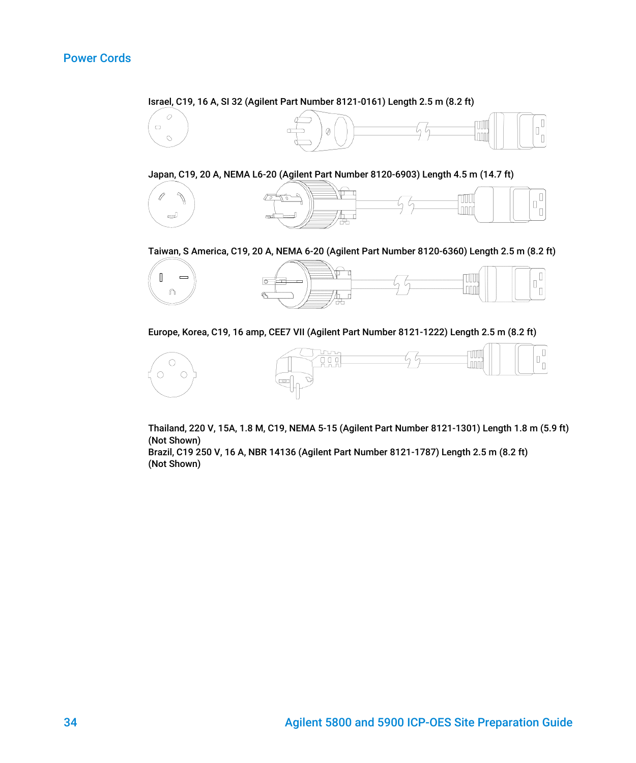## Power Cords

Israel, C19, 16 A, SI 32 (Agilent Part Number 8121-0161) Length 2.5 m (8.2 ft)

Japan, C19, 20 A, NEMA L6-20 (Agilent Part Number 8120-6903) Length 4.5 m (14.7 ft)

Taiwan, S America, C19, 20 A, NEMA 6-20 (Agilent Part Number 8120-6360) Length 2.5 m (8.2 ft)

Europe, Korea, C19, 16 amp, CEE7 VII (Agilent Part Number 8121-1222) Length 2.5 m (8.2 ft)

Thailand, 220 V, 15A, 1.8 M, C19, NEMA 5-15 (Agilent Part Number 8121-1301) Length 1.8 m (5.9 ft) (Not Shown)

Brazil, C19 250 V, 16 A, NBR 14136 (Agilent Part Number 8121-1787) Length 2.5 m (8.2 ft) (Not Shown)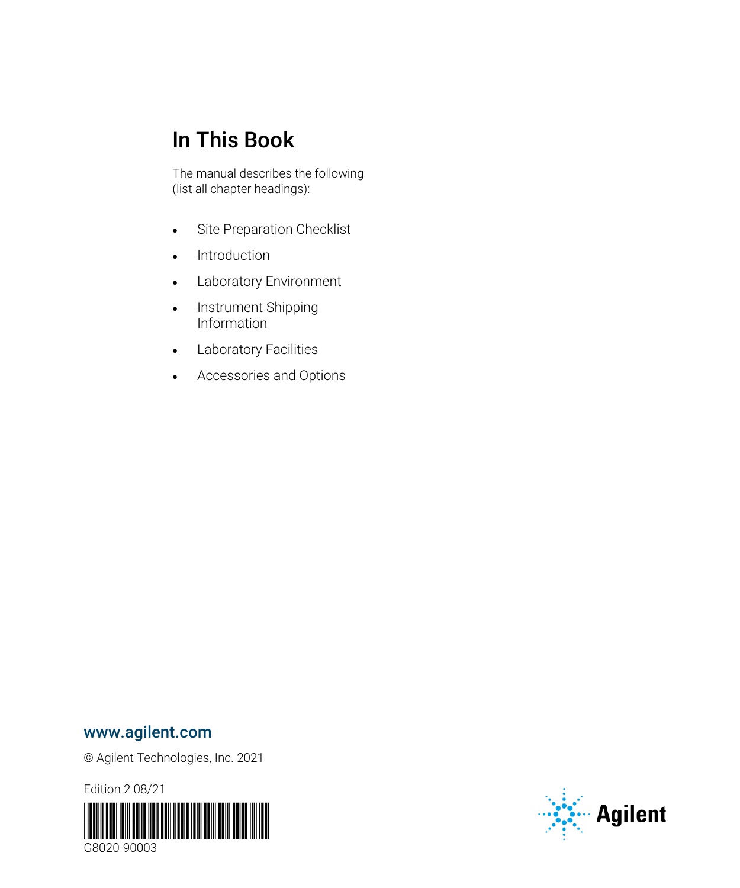# In This Book

The manual describes the following (list all chapter headings):

- Site Preparation Checklist
- Introduction
- Laboratory Environment
- Instrument Shipping Information
- Laboratory Facilities
- Accessories and Options

**www.agilent.com**

© Agilent Technologies, Inc. 2021

Edition 2 08/21

G8020-90003

Agilent